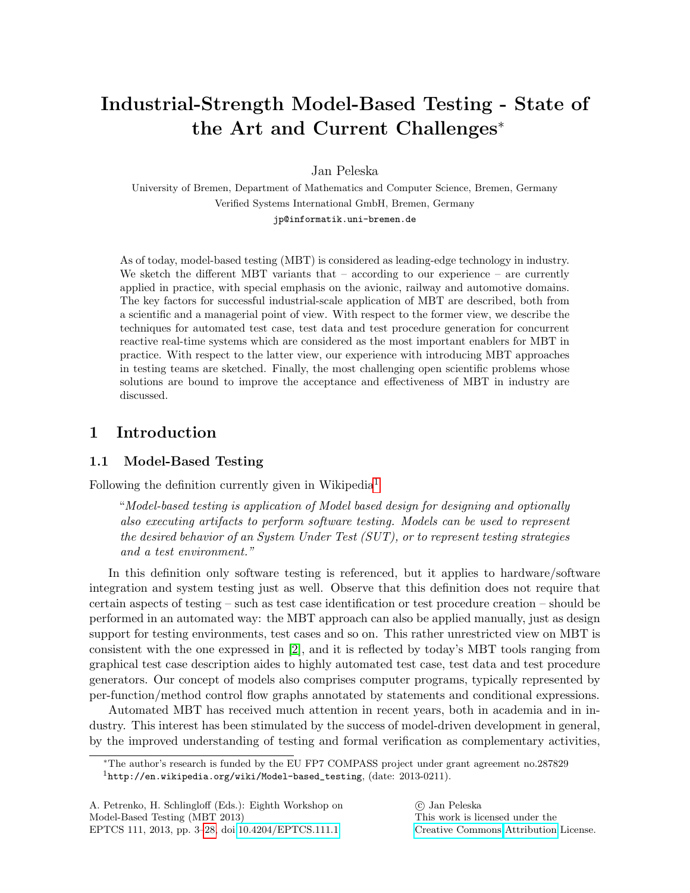# Industrial-Strength Model-Based Testing - State of the Art and Current Challenges*

Jan Peleska

University of Bremen, Department of Mathematics and Computer Science, Bremen, Germany

Verified Systems International GmbH, Bremen, Germany

jp@informatik.uni-bremen.de

As of today, model-based testing (MBT) is considered as leading-edge technology in industry. We sketch the different MBT variants that – according to our experience – are currently applied in practice, with special emphasis on the avionic, railway and automotive domains. The key factors for successful industrial-scale application of MBT are described, both from a scientific and a managerial point of view. With respect to the former view, we describe the techniques for automated test case, test data and test procedure generation for concurrent reactive real-time systems which are considered as the most important enablers for MBT in practice. With respect to the latter view, our experience with introducing MBT approaches in testing teams are sketched. Finally, the most challenging open scientific problems whose solutions are bound to improve the acceptance and effectiveness of MBT in industry are discussed.

## 1 Introduction

### 1.1 Model-Based Testing

Following the definition currently given in Wikipedia[1]

> "*Model-based testing is application of Model based design for designing and optionally also executing artifacts to perform software testing. Models can be used to represent the desired behavior of an System Under Test (SUT), or to represent testing strategies and a test environment.*"

In this definition only software testing is referenced, but it applies to hardware/software integration and system testing just as well. Observe that this definition does not require that certain aspects of testing – such as test case identification or test procedure creation – should be performed in an automated way: the MBT approach can also be applied manually, just as design support for testing environments, test cases and so on. This rather unrestricted view on MBT is consistent with the one expressed in [2], and it is reflected by today's MBT tools ranging from graphical test case description aides to highly automated test case, test data and test procedure generators. Our concept of models also comprises computer programs, typically represented by per-function/method control flow graphs annotated by statements and conditional expressions.

Automated MBT has received much attention in recent years, both in academia and in industry. This interest has been stimulated by the success of model-driven development in general, by the improved understanding of testing and formal verification as complementary activities,

*The author's research is funded by the EU FP7 COMPASS project under grant agreement no.287829

[1] http://en.wikipedia.org/wiki/Model-based_testing, (date: 2013-0211).

A. Petrenko, H. Schlingloff (Eds.): Eighth Workshop on Model-Based Testing (MBT 2013)
EPTCS 111, 2013, pp. 3–28, doi:10.4204/EPTCS.111.1

© Jan Peleska
This work is licensed under the Creative Commons Attribution License.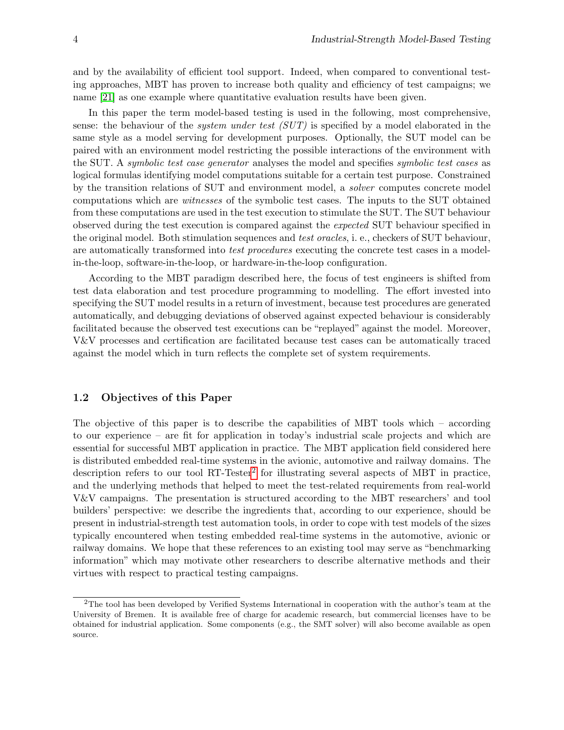and by the availability of efficient tool support. Indeed, when compared to conventional testing approaches, MBT has proven to increase both quality and efficiency of test campaigns; we name [21] as one example where quantitative evaluation results have been given.

In this paper the term model-based testing is used in the following, most comprehensive, sense: the behaviour of the *system under test (SUT)* is specified by a model elaborated in the same style as a model serving for development purposes. Optionally, the SUT model can be paired with an environment model restricting the possible interactions of the environment with the SUT. A *symbolic test case generator* analyses the model and specifies *symbolic test cases* as logical formulas identifying model computations suitable for a certain test purpose. Constrained by the transition relations of SUT and environment model, a *solver* computes concrete model computations which are *witnesses* of the symbolic test cases. The inputs to the SUT obtained from these computations are used in the test execution to stimulate the SUT. The SUT behaviour observed during the test execution is compared against the *expected* SUT behaviour specified in the original model. Both stimulation sequences and *test oracles*, i. e., checkers of SUT behaviour, are automatically transformed into *test procedures* executing the concrete test cases in a model-in-the-loop, software-in-the-loop, or hardware-in-the-loop configuration.

According to the MBT paradigm described here, the focus of test engineers is shifted from test data elaboration and test procedure programming to modelling. The effort invested into specifying the SUT model results in a return of investment, because test procedures are generated automatically, and debugging deviations of observed against expected behaviour is considerably facilitated because the observed test executions can be "replayed" against the model. Moreover, V&V processes and certification are facilitated because test cases can be automatically traced against the model which in turn reflects the complete set of system requirements.

### 1.2 Objectives of this Paper

The objective of this paper is to describe the capabilities of MBT tools which – according to our experience – are fit for application in today's industrial scale projects and which are essential for successful MBT application in practice. The MBT application field considered here is distributed embedded real-time systems in the avionic, automotive and railway domains. The description refers to our tool RT-Tester[2] for illustrating several aspects of MBT in practice, and the underlying methods that helped to meet the test-related requirements from real-world V&V campaigns. The presentation is structured according to the MBT researchers' and tool builders' perspective: we describe the ingredients that, according to our experience, should be present in industrial-strength test automation tools, in order to cope with test models of the sizes typically encountered when testing embedded real-time systems in the automotive, avionic or railway domains. We hope that these references to an existing tool may serve as "benchmarking information" which may motivate other researchers to describe alternative methods and their virtues with respect to practical testing campaigns.

[2] The tool has been developed by Verified Systems International in cooperation with the author's team at the University of Bremen. It is available free of charge for academic research, but commercial licenses have to be obtained for industrial application. Some components (e.g., the SMT solver) will also become available as open source.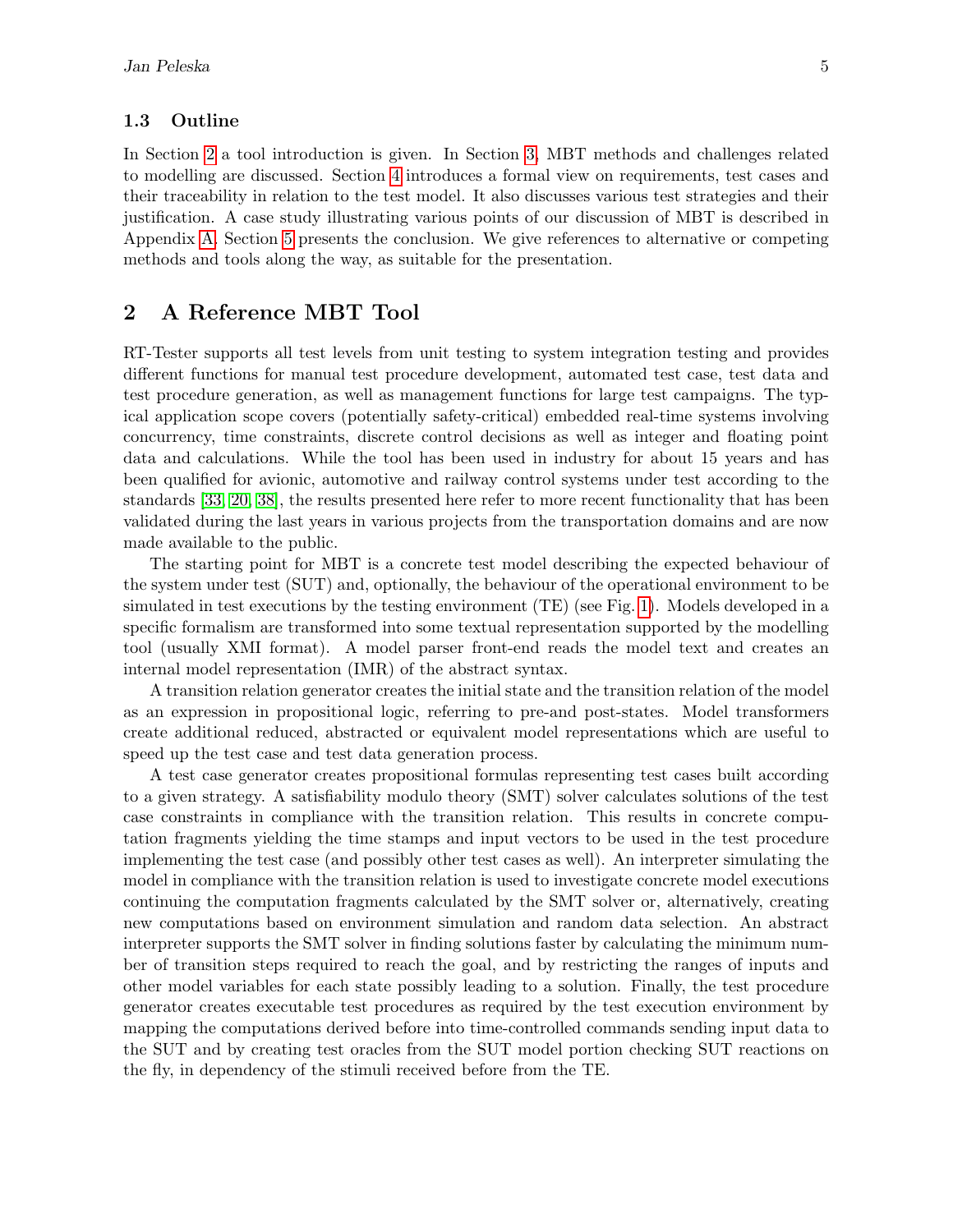### 1.3 Outline

In Section 2 a tool introduction is given. In Section 3, MBT methods and challenges related to modelling are discussed. Section 4 introduces a formal view on requirements, test cases and their traceability in relation to the test model. It also discusses various test strategies and their justification. A case study illustrating various points of our discussion of MBT is described in Appendix A. Section 5 presents the conclusion. We give references to alternative or competing methods and tools along the way, as suitable for the presentation.

## 2 A Reference MBT Tool

RT-Tester supports all test levels from unit testing to system integration testing and provides different functions for manual test procedure development, automated test case, test data and test procedure generation, as well as management functions for large test campaigns. The typical application scope covers (potentially safety-critical) embedded real-time systems involving concurrency, time constraints, discrete control decisions as well as integer and floating point data and calculations. While the tool has been used in industry for about 15 years and has been qualified for avionic, automotive and railway control systems under test according to the standards [33, 20, 38], the results presented here refer to more recent functionality that has been validated during the last years in various projects from the transportation domains and are now made available to the public.

The starting point for MBT is a concrete test model describing the expected behaviour of the system under test (SUT) and, optionally, the behaviour of the operational environment to be simulated in test executions by the testing environment (TE) (see Fig. 1). Models developed in a specific formalism are transformed into some textual representation supported by the modelling tool (usually XMI format). A model parser front-end reads the model text and creates an internal model representation (IMR) of the abstract syntax.

A transition relation generator creates the initial state and the transition relation of the model as an expression in propositional logic, referring to pre-and post-states. Model transformers create additional reduced, abstracted or equivalent model representations which are useful to speed up the test case and test data generation process.

A test case generator creates propositional formulas representing test cases built according to a given strategy. A satisfiability modulo theory (SMT) solver calculates solutions of the test case constraints in compliance with the transition relation. This results in concrete computation fragments yielding the time stamps and input vectors to be used in the test procedure implementing the test case (and possibly other test cases as well). An interpreter simulating the model in compliance with the transition relation is used to investigate concrete model executions continuing the computation fragments calculated by the SMT solver or, alternatively, creating new computations based on environment simulation and random data selection. An abstract interpreter supports the SMT solver in finding solutions faster by calculating the minimum number of transition steps required to reach the goal, and by restricting the ranges of inputs and other model variables for each state possibly leading to a solution. Finally, the test procedure generator creates executable test procedures as required by the test execution environment by mapping the computations derived before into time-controlled commands sending input data to the SUT and by creating test oracles from the SUT model portion checking SUT reactions on the fly, in dependency of the stimuli received before from the TE.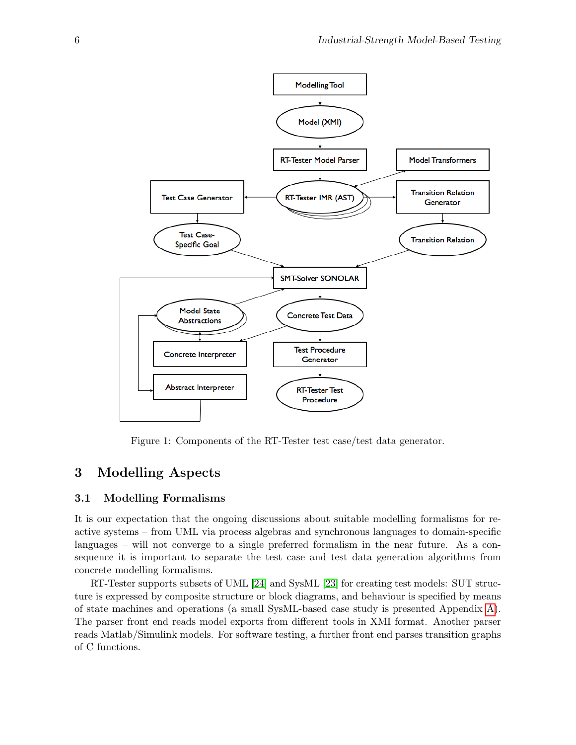Figure 1: Components of the RT-Tester test case/test data generator.

## 3 Modelling Aspects

### 3.1 Modelling Formalisms

It is our expectation that the ongoing discussions about suitable modelling formalisms for reactive systems – from UML via process algebras and synchronous languages to domain-specific languages – will not converge to a single preferred formalism in the near future. As a consequence it is important to separate the test case and test data generation algorithms from concrete modelling formalisms.

RT-Tester supports subsets of UML [24] and SysML [23] for creating test models: SUT structure is expressed by composite structure or block diagrams, and behaviour is specified by means of state machines and operations (a small SysML-based case study is presented Appendix A). The parser front end reads model exports from different tools in XMI format. Another parser reads Matlab/Simulink models. For software testing, a further front end parses transition graphs of C functions.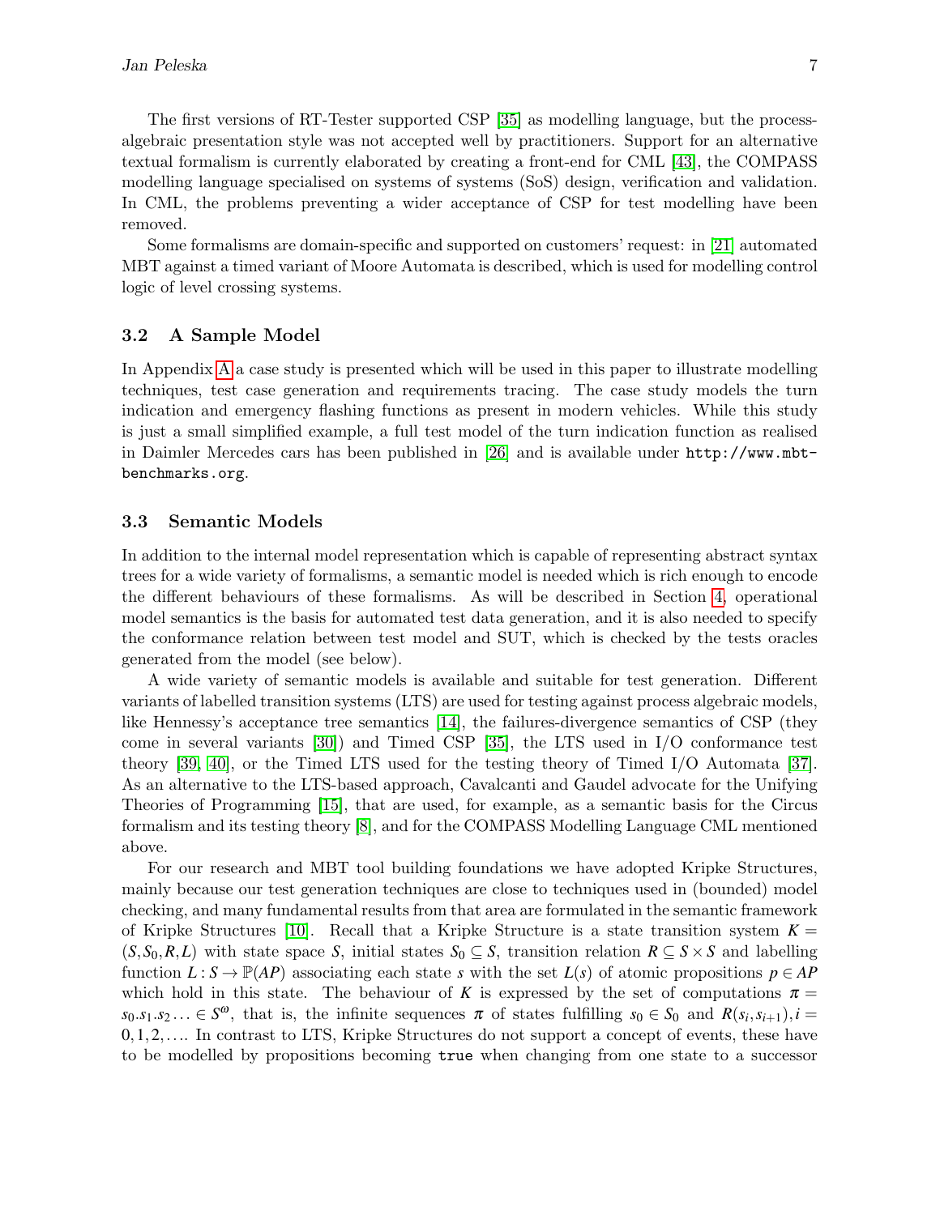The first versions of RT-Tester supported CSP [35] as modelling language, but the process-algebraic presentation style was not accepted well by practitioners. Support for an alternative textual formalism is currently elaborated by creating a front-end for CML [43], the COMPASS modelling language specialised on systems of systems (SoS) design, verification and validation. In CML, the problems preventing a wider acceptance of CSP for test modelling have been removed.

Some formalisms are domain-specific and supported on customers' request: in [21] automated MBT against a timed variant of Moore Automata is described, which is used for modelling control logic of level crossing systems.

### 3.2 A Sample Model

In Appendix A a case study is presented which will be used in this paper to illustrate modelling techniques, test case generation and requirements tracing. The case study models the turn indication and emergency flashing functions as present in modern vehicles. While this study is just a small simplified example, a full test model of the turn indication function as realised in Daimler Mercedes cars has been published in [26] and is available under `http://www.mbt-benchmarks.org`.

### 3.3 Semantic Models

In addition to the internal model representation which is capable of representing abstract syntax trees for a wide variety of formalisms, a semantic model is needed which is rich enough to encode the different behaviours of these formalisms. As will be described in Section 4, operational model semantics is the basis for automated test data generation, and it is also needed to specify the conformance relation between test model and SUT, which is checked by the tests oracles generated from the model (see below).

A wide variety of semantic models is available and suitable for test generation. Different variants of labelled transition systems (LTS) are used for testing against process algebraic models, like Hennessy's acceptance tree semantics [14], the failures-divergence semantics of CSP (they come in several variants [30]) and Timed CSP [35], the LTS used in I/O conformance test theory [39, 40], or the Timed LTS used for the testing theory of Timed I/O Automata [37]. As an alternative to the LTS-based approach, Cavalcanti and Gaudel advocate for the Unifying Theories of Programming [15], that are used, for example, as a semantic basis for the Circus formalism and its testing theory [8], and for the COMPASS Modelling Language CML mentioned above.

For our research and MBT tool building foundations we have adopted Kripke Structures, mainly because our test generation techniques are close to techniques used in (bounded) model checking, and many fundamental results from that area are formulated in the semantic framework of Kripke Structures [10]. Recall that a Kripke Structure is a state transition system $K = (S, S_0, R, L)$ with state space $S$, initial states $S_0 \subseteq S$, transition relation $R \subseteq S \times S$ and labelling function $L : S \to \mathbb{P}(AP)$ associating each state $s$ with the set $L(s)$ of atomic propositions $p \in AP$ which hold in this state. The behaviour of $K$ is expressed by the set of computations $\pi = s_0.s_1.s_2 \ldots \in S^\omega$, that is, the infinite sequences $\pi$ of states fulfilling $s_0 \in S_0$ and $R(s_i, s_{i+1}), i = 0, 1, 2, \ldots$. In contrast to LTS, Kripke Structures do not support a concept of events, these have to be modelled by propositions becoming `true` when changing from one state to a successor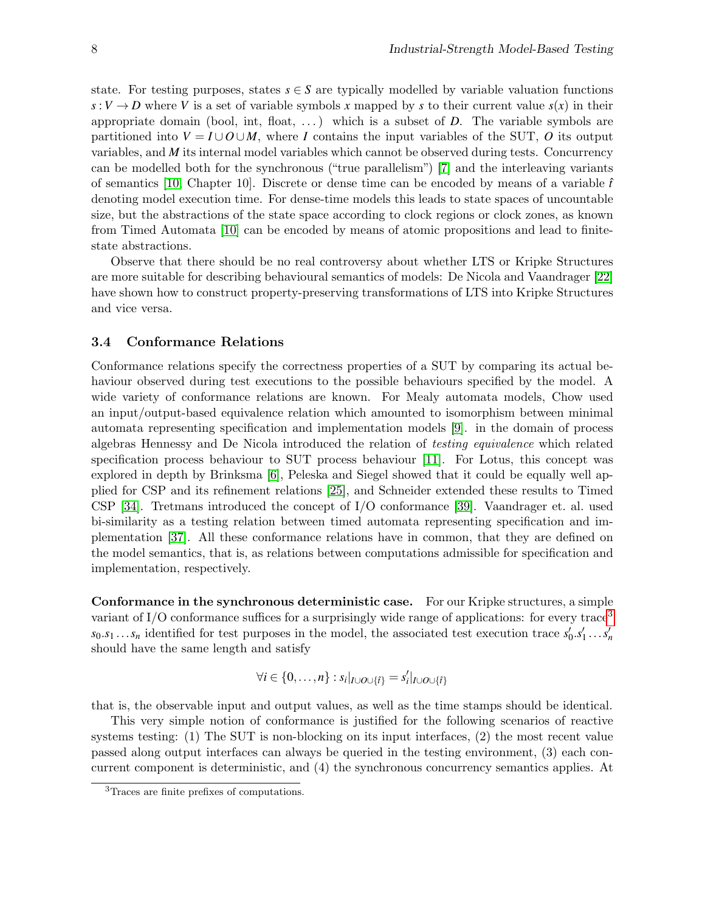state. For testing purposes, states $s \in S$ are typically modelled by variable valuation functions $s : V \to D$ where $V$ is a set of variable symbols $x$ mapped by $s$ to their current value $s(x)$ in their appropriate domain (bool, int, float, ...) which is a subset of $D$. The variable symbols are partitioned into $V = I \cup O \cup M$, where $I$ contains the input variables of the SUT, $O$ its output variables, and $M$ its internal model variables which cannot be observed during tests. Concurrency can be modelled both for the synchronous ("true parallelism") [7] and the interleaving variants of semantics [10, Chapter 10]. Discrete or dense time can be encoded by means of a variable $\hat{t}$ denoting model execution time. For dense-time models this leads to state spaces of uncountable size, but the abstractions of the state space according to clock regions or clock zones, as known from Timed Automata [10] can be encoded by means of atomic propositions and lead to finite-state abstractions.

Observe that there should be no real controversy about whether LTS or Kripke Structures are more suitable for describing behavioural semantics of models: De Nicola and Vaandrager [22] have shown how to construct property-preserving transformations of LTS into Kripke Structures and vice versa.

### 3.4 Conformance Relations

Conformance relations specify the correctness properties of a SUT by comparing its actual behaviour observed during test executions to the possible behaviours specified by the model. A wide variety of conformance relations are known. For Mealy automata models, Chow used an input/output-based equivalence relation which amounted to isomorphism between minimal automata representing specification and implementation models [9]. in the domain of process algebras Hennessy and De Nicola introduced the relation of *testing equivalence* which related specification process behaviour to SUT process behaviour [11]. For Lotus, this concept was explored in depth by Brinksma [6], Peleska and Siegel showed that it could be equally well applied for CSP and its refinement relations [25], and Schneider extended these results to Timed CSP [34]. Tretmans introduced the concept of I/O conformance [39]. Vaandrager et. al. used bi-similarity as a testing relation between timed automata representing specification and implementation [37]. All these conformance relations have in common, that they are defined on the model semantics, that is, as relations between computations admissible for specification and implementation, respectively.

**Conformance in the synchronous deterministic case.** For our Kripke structures, a simple variant of I/O conformance suffices for a surprisingly wide range of applications: for every trace[3] $s_0.s_1 \ldots s_n$ identified for test purposes in the model, the associated test execution trace $s'_0.s'_1 \ldots s'_n$ should have the same length and satisfy

$$\forall i \in \{0,\ldots,n\} : s_i|_{I \cup O \cup \{\hat{t}\}} = s'_i|_{I \cup O \cup \{\hat{t}\}}$$

that is, the observable input and output values, as well as the time stamps should be identical.

This very simple notion of conformance is justified for the following scenarios of reactive systems testing: (1) The SUT is non-blocking on its input interfaces, (2) the most recent value passed along output interfaces can always be queried in the testing environment, (3) each concurrent component is deterministic, and (4) the synchronous concurrency semantics applies. At

[3] Traces are finite prefixes of computations.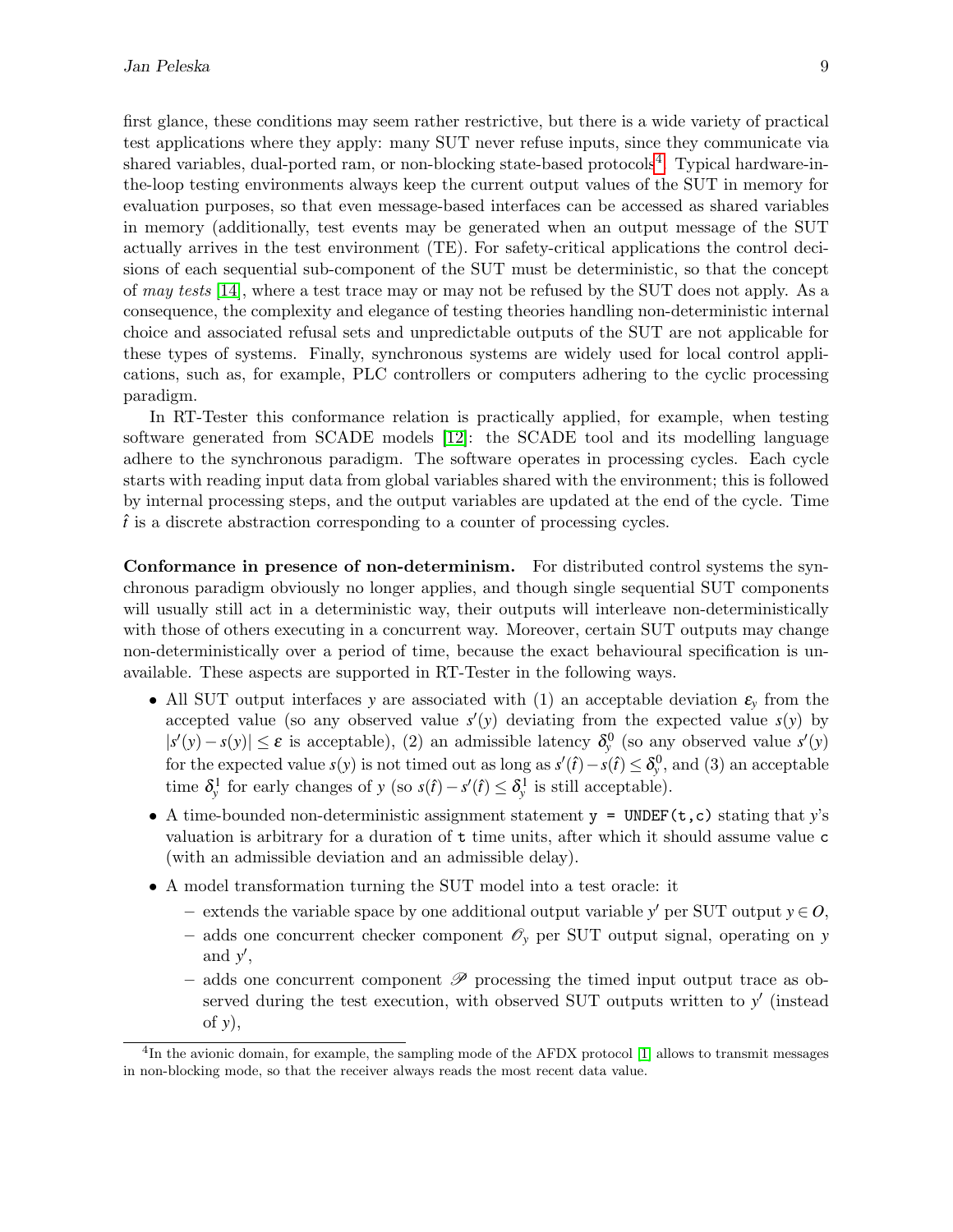first glance, these conditions may seem rather restrictive, but there is a wide variety of practical test applications where they apply: many SUT never refuse inputs, since they communicate via shared variables, dual-ported ram, or non-blocking state-based protocols[4]. Typical hardware-in-the-loop testing environments always keep the current output values of the SUT in memory for evaluation purposes, so that even message-based interfaces can be accessed as shared variables in memory (additionally, test events may be generated when an output message of the SUT actually arrives in the test environment (TE). For safety-critical applications the control decisions of each sequential sub-component of the SUT must be deterministic, so that the concept of *may tests* [14], where a test trace may or may not be refused by the SUT does not apply. As a consequence, the complexity and elegance of testing theories handling non-deterministic internal choice and associated refusal sets and unpredictable outputs of the SUT are not applicable for these types of systems. Finally, synchronous systems are widely used for local control applications, such as, for example, PLC controllers or computers adhering to the cyclic processing paradigm.

In RT-Tester this conformance relation is practically applied, for example, when testing software generated from SCADE models [12]: the SCADE tool and its modelling language adhere to the synchronous paradigm. The software operates in processing cycles. Each cycle starts with reading input data from global variables shared with the environment; this is followed by internal processing steps, and the output variables are updated at the end of the cycle. Time $\hat{t}$ is a discrete abstraction corresponding to a counter of processing cycles.

**Conformance in presence of non-determinism.** For distributed control systems the synchronous paradigm obviously no longer applies, and though single sequential SUT components will usually still act in a deterministic way, their outputs will interleave non-deterministically with those of others executing in a concurrent way. Moreover, certain SUT outputs may change non-deterministically over a period of time, because the exact behavioural specification is unavailable. These aspects are supported in RT-Tester in the following ways.

- All SUT output interfaces $y$ are associated with (1) an acceptable deviation $\varepsilon_y$ from the accepted value (so any observed value $s'(y)$ deviating from the expected value $s(y)$ by $|s'(y) - s(y)| \leq \varepsilon$ is acceptable), (2) an admissible latency $\delta_y^0$ (so any observed value $s'(y)$ for the expected value $s(y)$ is not timed out as long as $s'(\hat{t}) - s(\hat{t}) \leq \delta_y^0$, and (3) an acceptable time $\delta_y^1$ for early changes of $y$ (so $s(\hat{t}) - s'(\hat{t}) \leq \delta_y^1$ is still acceptable).
- A time-bounded non-deterministic assignment statement `y = UNDEF(t,c)` stating that $y$'s valuation is arbitrary for a duration of `t` time units, after which it should assume value `c` (with an admissible deviation and an admissible delay).
- A model transformation turning the SUT model into a test oracle: it
  - extends the variable space by one additional output variable $y'$ per SUT output $y \in O$,
  - adds one concurrent checker component $\mathscr{O}_y$ per SUT output signal, operating on $y$ and $y'$,
  - adds one concurrent component $\mathscr{P}$ processing the timed input output trace as observed during the test execution, with observed SUT outputs written to $y'$ (instead of $y$),

[4] In the avionic domain, for example, the sampling mode of the AFDX protocol [1] allows to transmit messages in non-blocking mode, so that the receiver always reads the most recent data value.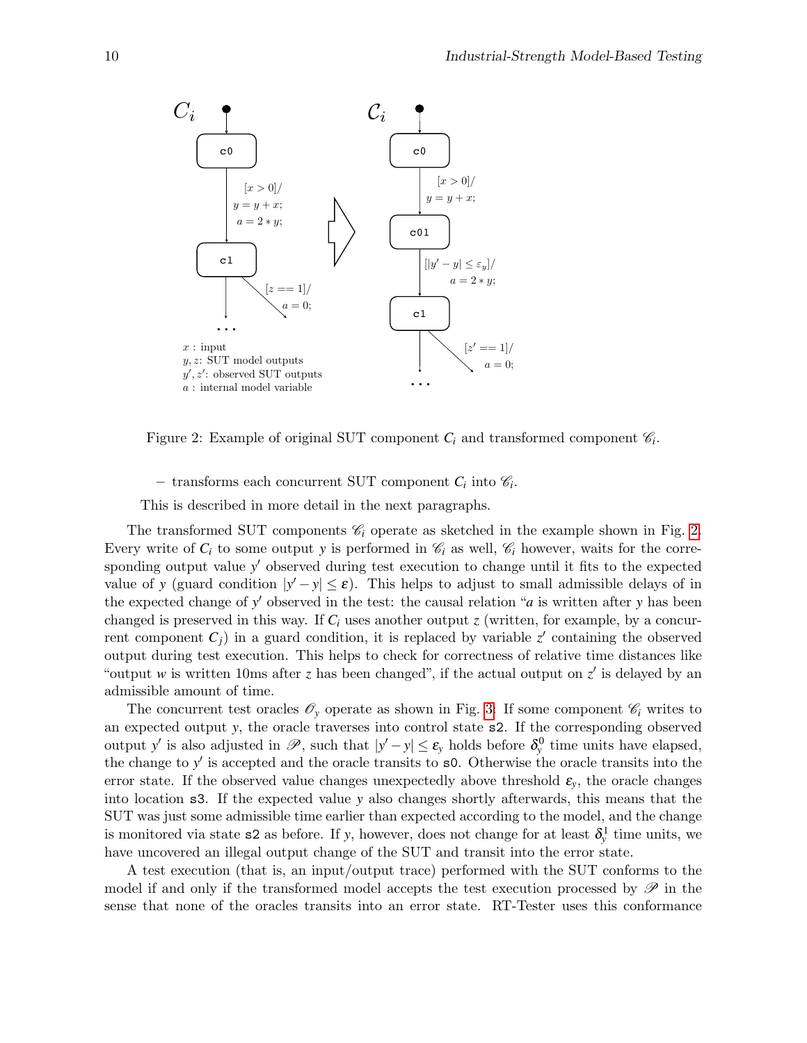Figure 2: Example of original SUT component $C_i$ and transformed component $\mathscr{C}_i$.

– transforms each concurrent SUT component $C_i$ into $\mathscr{C}_i$.

This is described in more detail in the next paragraphs.

The transformed SUT components $\mathscr{C}_i$ operate as sketched in the example shown in Fig. 2. Every write of $C_i$ to some output $y$ is performed in $\mathscr{C}_i$ as well, $\mathscr{C}_i$ however, waits for the corresponding output value $y'$ observed during test execution to change until it fits to the expected value of $y$ (guard condition $|y' - y| \leq \varepsilon$). This helps to adjust to small admissible delays of in the expected change of $y'$ observed in the test: the causal relation "$a$ is written after $y$ has been changed is preserved in this way. If $C_i$ uses another output $z$ (written, for example, by a concurrent component $C_j$) in a guard condition, it is replaced by variable $z'$ containing the observed output during test execution. This helps to check for correctness of relative time distances like "output $w$ is written 10ms after $z$ has been changed", if the actual output on $z'$ is delayed by an admissible amount of time.

The concurrent test oracles $\mathscr{O}_y$ operate as shown in Fig. 3. If some component $\mathscr{C}_i$ writes to an expected output $y$, the oracle traverses into control state s2. If the corresponding observed output $y'$ is also adjusted in $\mathscr{P}$, such that $|y' - y| \leq \varepsilon_y$ holds before $\delta_y^0$ time units have elapsed, the change to $y'$ is accepted and the oracle transits to s0. Otherwise the oracle transits into the error state. If the observed value changes unexpectedly above threshold $\varepsilon_y$, the oracle changes into location s3. If the expected value $y$ also changes shortly afterwards, this means that the SUT was just some admissible time earlier than expected according to the model, and the change is monitored via state s2 as before. If $y$, however, does not change for at least $\delta_y^1$ time units, we have uncovered an illegal output change of the SUT and transit into the error state.

A test execution (that is, an input/output trace) performed with the SUT conforms to the model if and only if the transformed model accepts the test execution processed by $\mathscr{P}$ in the sense that none of the oracles transits into an error state. RT-Tester uses this conformance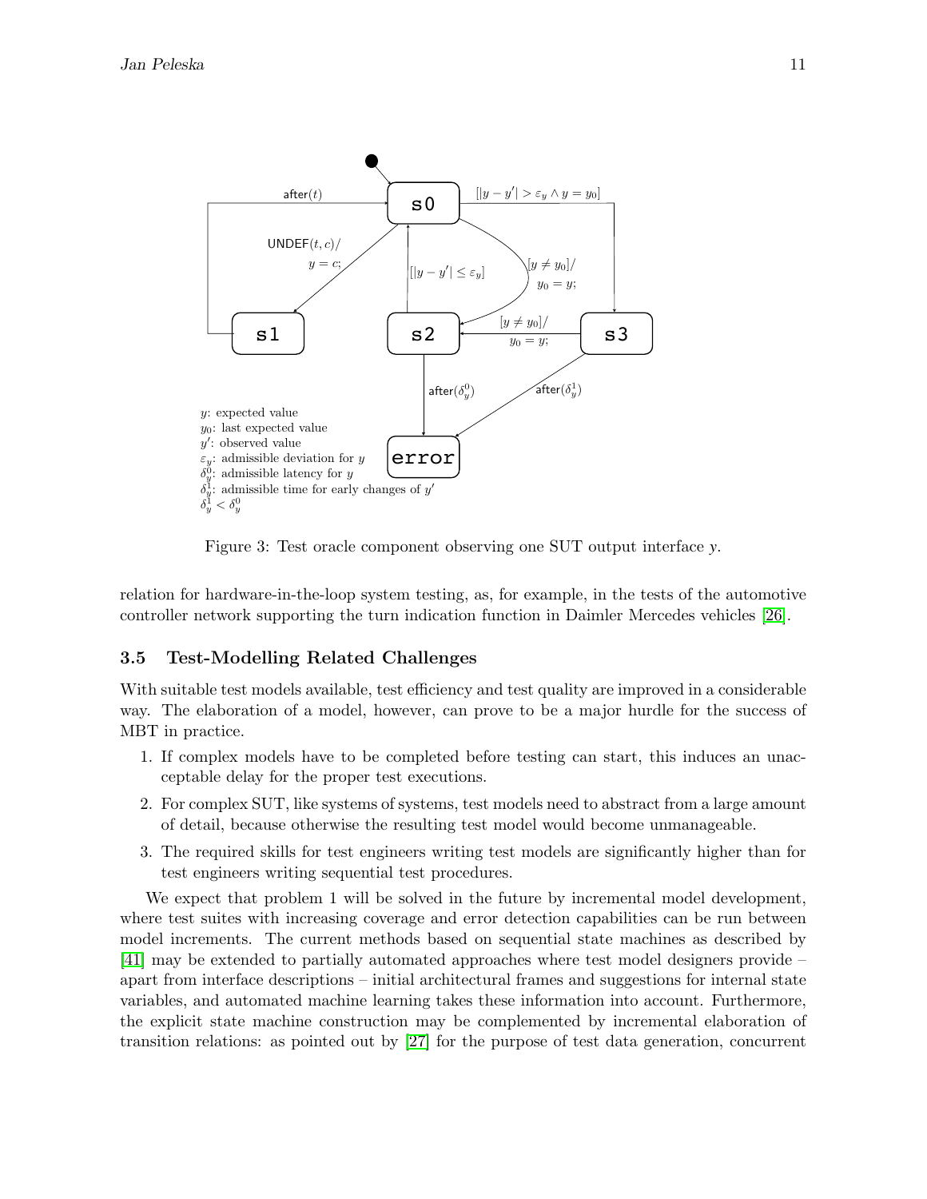y: expected value
$y_0$: last expected value
$y'$: observed value
$\varepsilon_y$: admissible deviation for $y$
$\delta_y^0$: admissible latency for $y$
$\delta_y^1$: admissible time for early changes of $y'$
$\delta_y^1 < \delta_y^0$

Figure 3: Test oracle component observing one SUT output interface $y$.

relation for hardware-in-the-loop system testing, as, for example, in the tests of the automotive controller network supporting the turn indication function in Daimler Mercedes vehicles [26].

### 3.5 Test-Modelling Related Challenges

With suitable test models available, test efficiency and test quality are improved in a considerable way. The elaboration of a model, however, can prove to be a major hurdle for the success of MBT in practice.

1. If complex models have to be completed before testing can start, this induces an unacceptable delay for the proper test executions.
2. For complex SUT, like systems of systems, test models need to abstract from a large amount of detail, because otherwise the resulting test model would become unmanageable.
3. The required skills for test engineers writing test models are significantly higher than for test engineers writing sequential test procedures.

We expect that problem 1 will be solved in the future by incremental model development, where test suites with increasing coverage and error detection capabilities can be run between model increments. The current methods based on sequential state machines as described by [41] may be extended to partially automated approaches where test model designers provide – apart from interface descriptions – initial architectural frames and suggestions for internal state variables, and automated machine learning takes these information into account. Furthermore, the explicit state machine construction may be complemented by incremental elaboration of transition relations: as pointed out by [27] for the purpose of test data generation, concurrent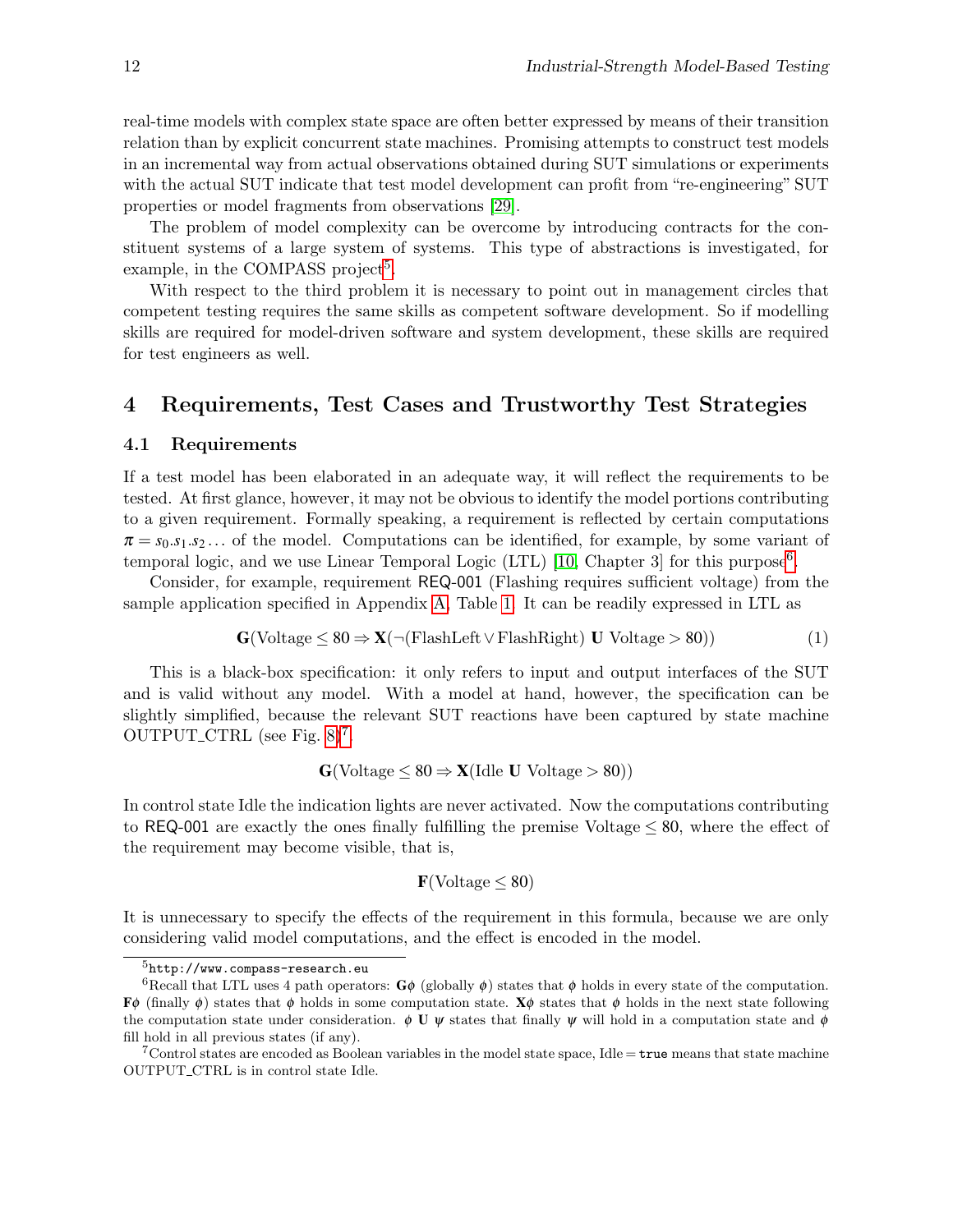real-time models with complex state space are often better expressed by means of their transition relation than by explicit concurrent state machines. Promising attempts to construct test models in an incremental way from actual observations obtained during SUT simulations or experiments with the actual SUT indicate that test model development can profit from "re-engineering" SUT properties or model fragments from observations [29].

The problem of model complexity can be overcome by introducing contracts for the constituent systems of a large system of systems. This type of abstractions is investigated, for example, in the COMPASS project[5].

With respect to the third problem it is necessary to point out in management circles that competent testing requires the same skills as competent software development. So if modelling skills are required for model-driven software and system development, these skills are required for test engineers as well.

## 4 Requirements, Test Cases and Trustworthy Test Strategies

### 4.1 Requirements

If a test model has been elaborated in an adequate way, it will reflect the requirements to be tested. At first glance, however, it may not be obvious to identify the model portions contributing to a given requirement. Formally speaking, a requirement is reflected by certain computations $\pi = s_0.s_1.s_2\ldots$ of the model. Computations can be identified, for example, by some variant of temporal logic, and we use Linear Temporal Logic (LTL) [10, Chapter 3] for this purpose[6].

Consider, for example, requirement REQ-001 (Flashing requires sufficient voltage) from the sample application specified in Appendix A, Table 1. It can be readily expressed in LTL as

$$\mathbf{G}(\text{Voltage} \leq 80 \Rightarrow \mathbf{X}(\neg(\text{FlashLeft} \vee \text{FlashRight})\ \mathbf{U}\ \text{Voltage} > 80)) \tag{1}$$

This is a black-box specification: it only refers to input and output interfaces of the SUT and is valid without any model. With a model at hand, however, the specification can be slightly simplified, because the relevant SUT reactions have been captured by state machine OUTPUT_CTRL (see Fig. 8)[7].

$$\mathbf{G}(\text{Voltage} \leq 80 \Rightarrow \mathbf{X}(\text{Idle}\ \mathbf{U}\ \text{Voltage} > 80))$$

In control state Idle the indication lights are never activated. Now the computations contributing to REQ-001 are exactly the ones finally fulfilling the premise Voltage $\leq 80$, where the effect of the requirement may become visible, that is,

$$\mathbf{F}(\text{Voltage} \leq 80)$$

It is unnecessary to specify the effects of the requirement in this formula, because we are only considering valid model computations, and the effect is encoded in the model.

---

[5] `http://www.compass-research.eu`

[6] Recall that LTL uses 4 path operators: $\mathbf{G}\phi$ (globally $\phi$) states that $\phi$ holds in every state of the computation. $\mathbf{F}\phi$ (finally $\phi$) states that $\phi$ holds in some computation state. $\mathbf{X}\phi$ states that $\phi$ holds in the next state following the computation state under consideration. $\phi\ \mathbf{U}\ \psi$ states that finally $\psi$ will hold in a computation state and $\phi$ fill hold in all previous states (if any).

[7] Control states are encoded as Boolean variables in the model state space, Idle = `true` means that state machine OUTPUT_CTRL is in control state Idle.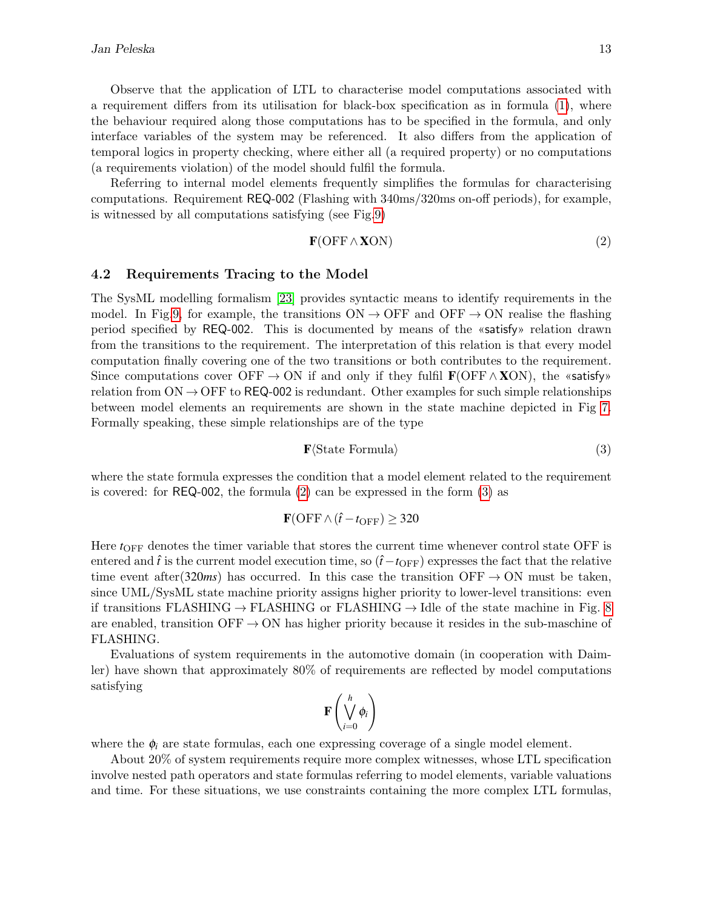Observe that the application of LTL to characterise model computations associated with a requirement differs from its utilisation for black-box specification as in formula (1), where the behaviour required along those computations has to be specified in the formula, and only interface variables of the system may be referenced. It also differs from the application of temporal logics in property checking, where either all (a required property) or no computations (a requirements violation) of the model should fulfil the formula.

Referring to internal model elements frequently simplifies the formulas for characterising computations. Requirement REQ-002 (Flashing with 340ms/320ms on-off periods), for example, is witnessed by all computations satisfying (see Fig.9)

$$\mathbf{F}(\mathrm{OFF} \wedge \mathbf{X}\mathrm{ON}) \tag{2}$$

### 4.2 Requirements Tracing to the Model

The SysML modelling formalism [23] provides syntactic means to identify requirements in the model. In Fig.9, for example, the transitions $\mathrm{ON} \rightarrow \mathrm{OFF}$ and $\mathrm{OFF} \rightarrow \mathrm{ON}$ realise the flashing period specified by REQ-002. This is documented by means of the «satisfy» relation drawn from the transitions to the requirement. The interpretation of this relation is that every model computation finally covering one of the two transitions or both contributes to the requirement. Since computations cover $\mathrm{OFF} \rightarrow \mathrm{ON}$ if and only if they fulfil $\mathbf{F}(\mathrm{OFF} \wedge \mathbf{X}\mathrm{ON})$, the «satisfy» relation from $\mathrm{ON} \rightarrow \mathrm{OFF}$ to REQ-002 is redundant. Other examples for such simple relationships between model elements an requirements are shown in the state machine depicted in Fig 7. Formally speaking, these simple relationships are of the type

$$\mathbf{F}\langle \text{State Formula} \rangle \tag{3}$$

where the state formula expresses the condition that a model element related to the requirement is covered: for REQ-002, the formula (2) can be expressed in the form (3) as

$$\mathbf{F}(\mathrm{OFF} \wedge (\hat{t} - t_{\mathrm{OFF}}) \geq 320$$

Here $t_{\mathrm{OFF}}$ denotes the timer variable that stores the current time whenever control state OFF is entered and $\hat{t}$ is the current model execution time, so $(\hat{t} - t_{\mathrm{OFF}})$ expresses the fact that the relative time event after($320ms$) has occurred. In this case the transition $\mathrm{OFF} \rightarrow \mathrm{ON}$ must be taken, since UML/SysML state machine priority assigns higher priority to lower-level transitions: even if transitions $\mathrm{FLASHING} \rightarrow \mathrm{FLASHING}$ or $\mathrm{FLASHING} \rightarrow \mathrm{Idle}$ of the state machine in Fig. 8 are enabled, transition $\mathrm{OFF} \rightarrow \mathrm{ON}$ has higher priority because it resides in the sub-maschine of FLASHING.

Evaluations of system requirements in the automotive domain (in cooperation with Daimler) have shown that approximately 80% of requirements are reflected by model computations satisfying

$$\mathbf{F}\left(\bigvee_{i=0}^{h} \phi_i\right)$$

where the $\phi_i$ are state formulas, each one expressing coverage of a single model element.

About 20% of system requirements require more complex witnesses, whose LTL specification involve nested path operators and state formulas referring to model elements, variable valuations and time. For these situations, we use constraints containing the more complex LTL formulas,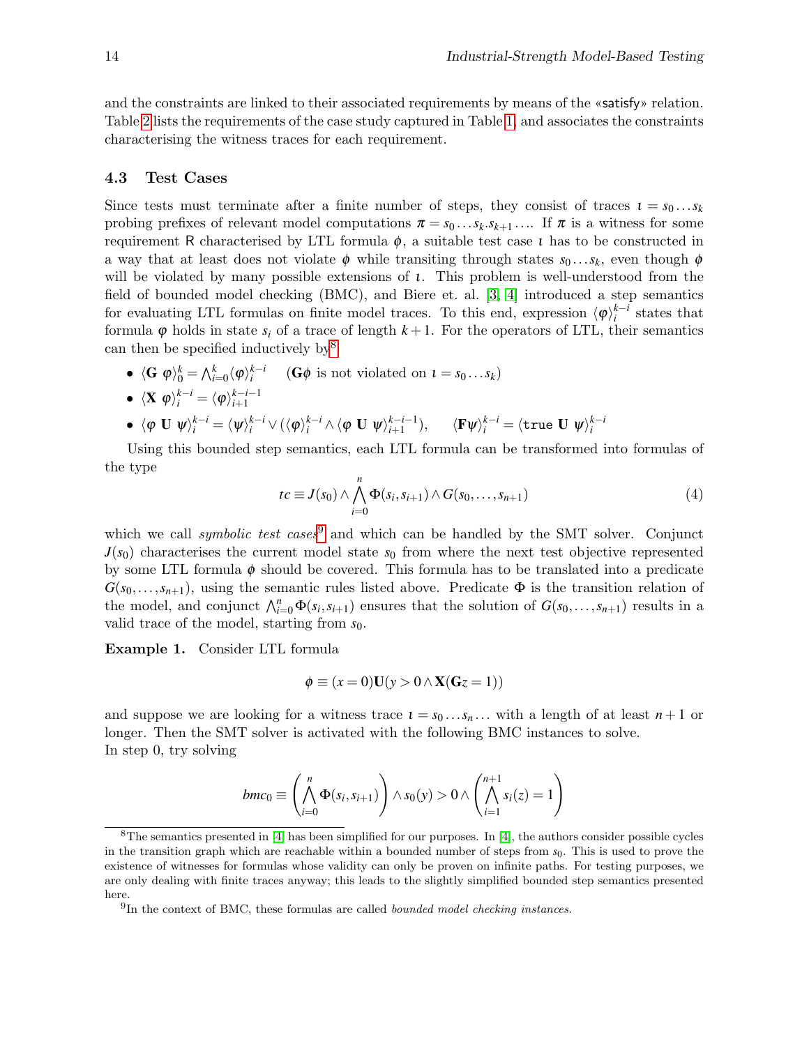and the constraints are linked to their associated requirements by means of the «satisfy» relation. Table 2 lists the requirements of the case study captured in Table 1, and associates the constraints characterising the witness traces for each requirement.

### 4.3 Test Cases

Since tests must terminate after a finite number of steps, they consist of traces $\iota = s_0 \ldots s_k$ probing prefixes of relevant model computations $\pi = s_0 \ldots s_k . s_{k+1} \ldots$. If $\pi$ is a witness for some requirement R characterised by LTL formula $\phi$, a suitable test case $\iota$ has to be constructed in a way that at least does not violate $\phi$ while transiting through states $s_0 \ldots s_k$, even though $\phi$ will be violated by many possible extensions of $\iota$. This problem is well-understood from the field of bounded model checking (BMC), and Biere et. al. [3, 4] introduced a step semantics for evaluating LTL formulas on finite model traces. To this end, expression $\langle \varphi \rangle_i^{k-i}$ states that formula $\varphi$ holds in state $s_i$ of a trace of length $k+1$. For the operators of LTL, their semantics can then be specified inductively by[8]

- $\langle \mathbf{G}\ \varphi \rangle_0^k = \bigwedge_{i=0}^k \langle \varphi \rangle_i^{k-i}$ $\quad$ ($\mathbf{G}\phi$ is not violated on $\iota = s_0 \ldots s_k$)
- $\langle \mathbf{X}\ \varphi \rangle_i^{k-i} = \langle \varphi \rangle_{i+1}^{k-i-1}$
- $\langle \varphi\ \mathbf{U}\ \psi \rangle_i^{k-i} = \langle \psi \rangle_i^{k-i} \vee (\langle \varphi \rangle_i^{k-i} \wedge \langle \varphi\ \mathbf{U}\ \psi \rangle_{i+1}^{k-i-1})$, $\quad$ $\langle \mathbf{F}\psi \rangle_i^{k-i} = \langle \mathtt{true}\ \mathbf{U}\ \psi \rangle_i^{k-i}$

Using this bounded step semantics, each LTL formula can be transformed into formulas of the type

$$tc \equiv J(s_0) \wedge \bigwedge_{i=0}^{n} \Phi(s_i, s_{i+1}) \wedge G(s_0, \ldots, s_{n+1}) \tag{4}$$

which we call *symbolic test cases*[9] and which can be handled by the SMT solver. Conjunct $J(s_0)$ characterises the current model state $s_0$ from where the next test objective represented by some LTL formula $\phi$ should be covered. This formula has to be translated into a predicate $G(s_0, \ldots, s_{n+1})$, using the semantic rules listed above. Predicate $\Phi$ is the transition relation of the model, and conjunct $\bigwedge_{i=0}^n \Phi(s_i, s_{i+1})$ ensures that the solution of $G(s_0, \ldots, s_{n+1})$ results in a valid trace of the model, starting from $s_0$.

**Example 1.** Consider LTL formula

$$\phi \equiv (x = 0)\mathbf{U}(y > 0 \wedge \mathbf{X}(\mathbf{G}z = 1))$$

and suppose we are looking for a witness trace $\iota = s_0 \ldots s_n \ldots$ with a length of at least $n+1$ or longer. Then the SMT solver is activated with the following BMC instances to solve.
In step 0, try solving

$$bmc_0 \equiv \left( \bigwedge_{i=0}^{n} \Phi(s_i, s_{i+1}) \right) \wedge s_0(y) > 0 \wedge \left( \bigwedge_{i=1}^{n+1} s_i(z) = 1 \right)$$

---

[8] The semantics presented in [4] has been simplified for our purposes. In [4], the authors consider possible cycles in the transition graph which are reachable within a bounded number of steps from $s_0$. This is used to prove the existence of witnesses for formulas whose validity can only be proven on infinite paths. For testing purposes, we are only dealing with finite traces anyway; this leads to the slightly simplified bounded step semantics presented here.

[9] In the context of BMC, these formulas are called *bounded model checking instances*.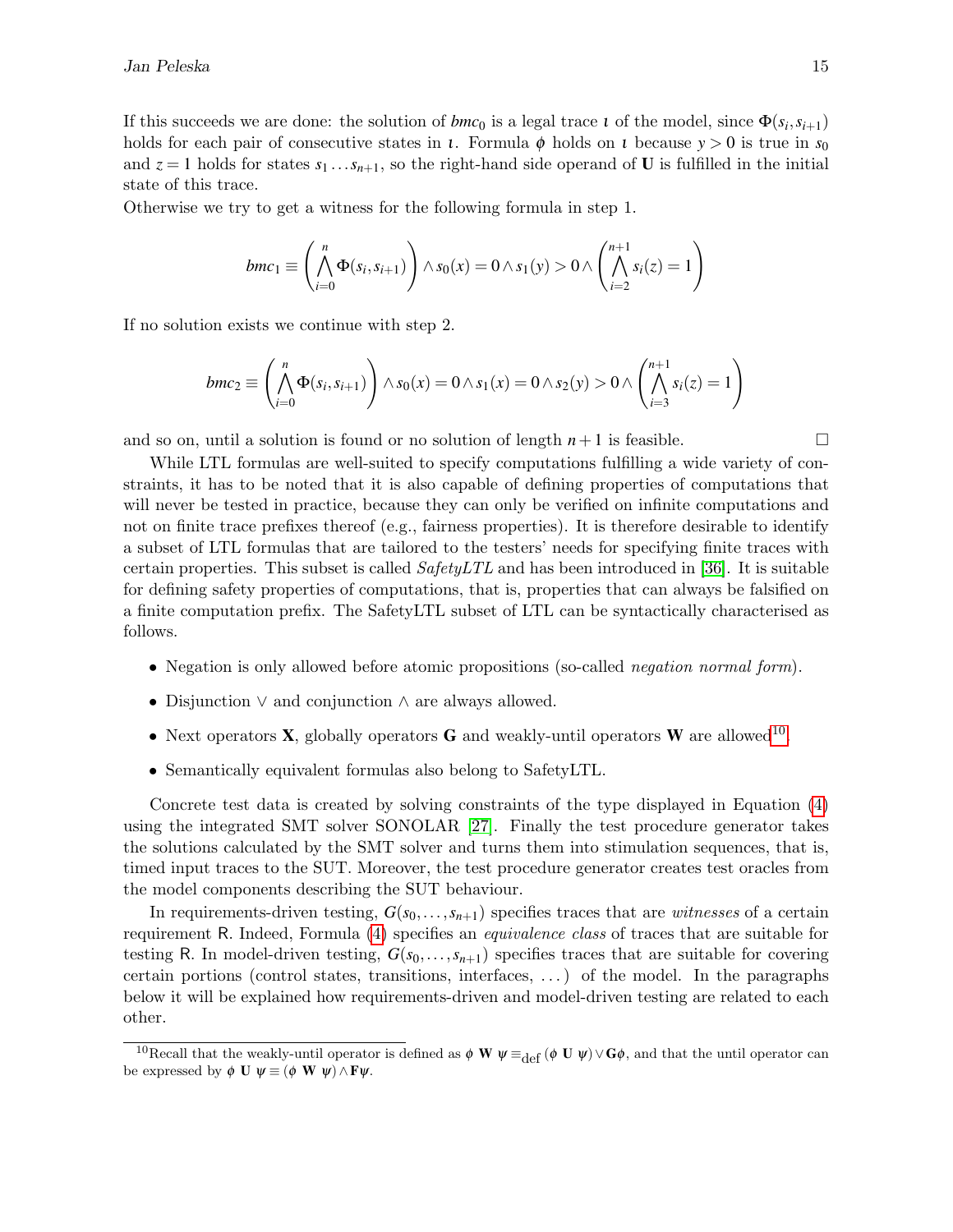If this succeeds we are done: the solution of $bmc_0$ is a legal trace $\iota$ of the model, since $\Phi(s_i, s_{i+1})$ holds for each pair of consecutive states in $\iota$. Formula $\phi$ holds on $\iota$ because $y > 0$ is true in $s_0$ and $z = 1$ holds for states $s_1 \ldots s_{n+1}$, so the right-hand side operand of **U** is fulfilled in the initial state of this trace.
Otherwise we try to get a witness for the following formula in step 1.

$$bmc_1 \equiv \left( \bigwedge_{i=0}^{n} \Phi(s_i, s_{i+1}) \right) \wedge s_0(x) = 0 \wedge s_1(y) > 0 \wedge \left( \bigwedge_{i=2}^{n+1} s_i(z) = 1 \right)$$

If no solution exists we continue with step 2.

$$bmc_2 \equiv \left( \bigwedge_{i=0}^{n} \Phi(s_i, s_{i+1}) \right) \wedge s_0(x) = 0 \wedge s_1(x) = 0 \wedge s_2(y) > 0 \wedge \left( \bigwedge_{i=3}^{n+1} s_i(z) = 1 \right)$$

and so on, until a solution is found or no solution of length $n+1$ is feasible. □

While LTL formulas are well-suited to specify computations fulfilling a wide variety of constraints, it has to be noted that it is also capable of defining properties of computations that will never be tested in practice, because they can only be verified on infinite computations and not on finite trace prefixes thereof (e.g., fairness properties). It is therefore desirable to identify a subset of LTL formulas that are tailored to the testers' needs for specifying finite traces with certain properties. This subset is called *SafetyLTL* and has been introduced in [36]. It is suitable for defining safety properties of computations, that is, properties that can always be falsified on a finite computation prefix. The SafetyLTL subset of LTL can be syntactically characterised as follows.

- Negation is only allowed before atomic propositions (so-called *negation normal form*).
- Disjunction $\vee$ and conjunction $\wedge$ are always allowed.
- Next operators **X**, globally operators **G** and weakly-until operators **W** are allowed[10].
- Semantically equivalent formulas also belong to SafetyLTL.

Concrete test data is created by solving constraints of the type displayed in Equation (4) using the integrated SMT solver SONOLAR [27]. Finally the test procedure generator takes the solutions calculated by the SMT solver and turns them into stimulation sequences, that is, timed input traces to the SUT. Moreover, the test procedure generator creates test oracles from the model components describing the SUT behaviour.

In requirements-driven testing, $G(s_0, \ldots, s_{n+1})$ specifies traces that are *witnesses* of a certain requirement R. Indeed, Formula (4) specifies an *equivalence class* of traces that are suitable for testing R. In model-driven testing, $G(s_0, \ldots, s_{n+1})$ specifies traces that are suitable for covering certain portions (control states, transitions, interfaces, ...) of the model. In the paragraphs below it will be explained how requirements-driven and model-driven testing are related to each other.

[10] Recall that the weakly-until operator is defined as $\phi \mathbf{\ W\ } \psi \equiv_{\text{def}} (\phi \mathbf{\ U\ } \psi) \vee \mathbf{G}\phi$, and that the until operator can be expressed by $\phi \mathbf{\ U\ } \psi \equiv (\phi \mathbf{\ W\ } \psi) \wedge \mathbf{F}\psi$.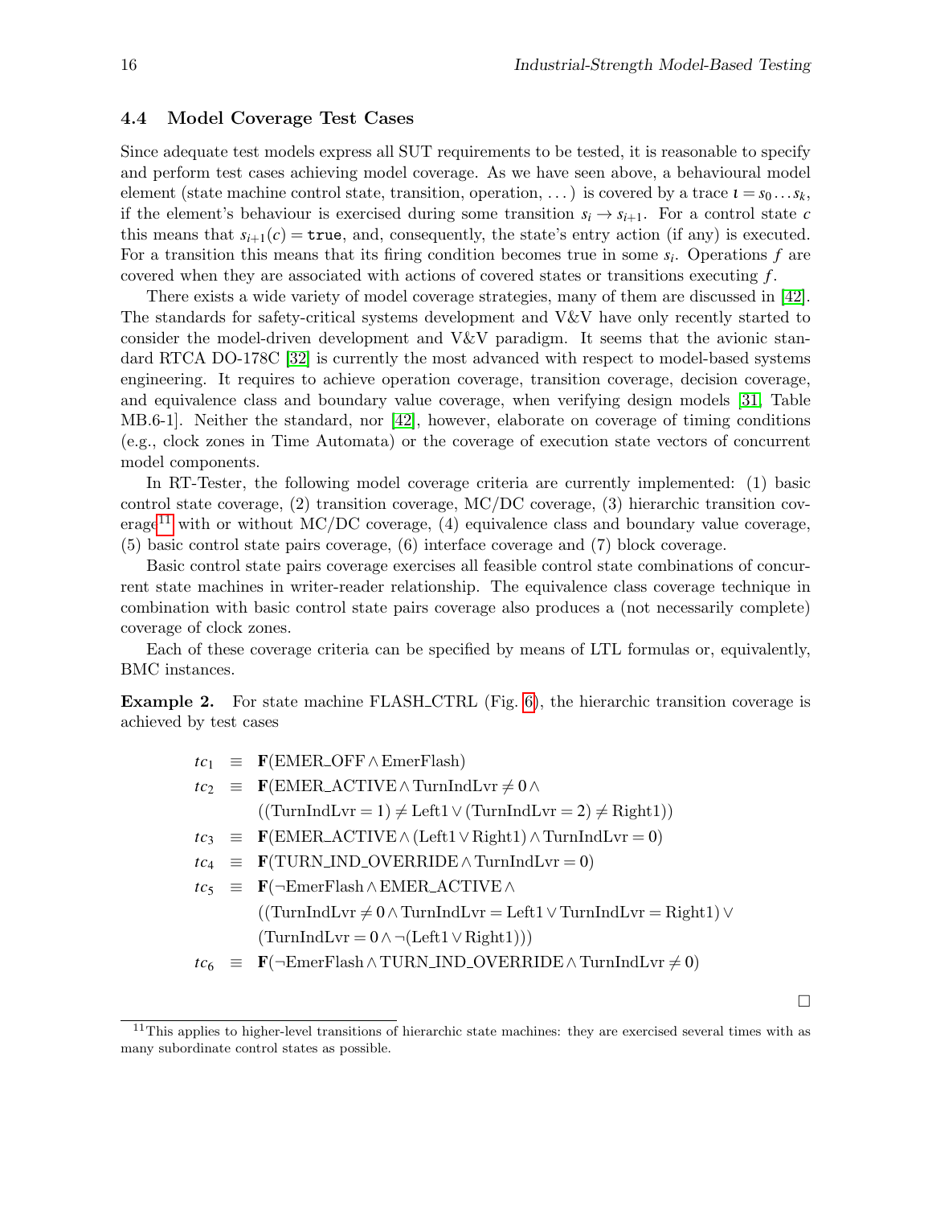### 4.4 Model Coverage Test Cases

Since adequate test models express all SUT requirements to be tested, it is reasonable to specify and perform test cases achieving model coverage. As we have seen above, a behavioural model element (state machine control state, transition, operation, ...) is covered by a trace $\iota = s_0 \ldots s_k$, if the element's behaviour is exercised during some transition $s_i \to s_{i+1}$. For a control state $c$ this means that $s_{i+1}(c) = \texttt{true}$, and, consequently, the state's entry action (if any) is executed. For a transition this means that its firing condition becomes true in some $s_i$. Operations $f$ are covered when they are associated with actions of covered states or transitions executing $f$.

There exists a wide variety of model coverage strategies, many of them are discussed in [42]. The standards for safety-critical systems development and V&V have only recently started to consider the model-driven development and V&V paradigm. It seems that the avionic standard RTCA DO-178C [32] is currently the most advanced with respect to model-based systems engineering. It requires to achieve operation coverage, transition coverage, decision coverage, and equivalence class and boundary value coverage, when verifying design models [31, Table MB.6-1]. Neither the standard, nor [42], however, elaborate on coverage of timing conditions (e.g., clock zones in Time Automata) or the coverage of execution state vectors of concurrent model components.

In RT-Tester, the following model coverage criteria are currently implemented: (1) basic control state coverage, (2) transition coverage, MC/DC coverage, (3) hierarchic transition coverage[11] with or without MC/DC coverage, (4) equivalence class and boundary value coverage, (5) basic control state pairs coverage, (6) interface coverage and (7) block coverage.

Basic control state pairs coverage exercises all feasible control state combinations of concurrent state machines in writer-reader relationship. The equivalence class coverage technique in combination with basic control state pairs coverage also produces a (not necessarily complete) coverage of clock zones.

Each of these coverage criteria can be specified by means of LTL formulas or, equivalently, BMC instances.

**Example 2.** For state machine FLASH_CTRL (Fig. 6), the hierarchic transition coverage is achieved by test cases

$$
\begin{aligned}
tc_1 &\equiv \mathbf{F}(\text{EMER\_OFF} \wedge \text{EmerFlash}) \\
tc_2 &\equiv \mathbf{F}(\text{EMER\_ACTIVE} \wedge \text{TurnIndLvr} \neq 0 \wedge \\
&\quad\ ((\text{TurnIndLvr} = 1) \neq \text{Left1} \vee (\text{TurnIndLvr} = 2) \neq \text{Right1})) \\
tc_3 &\equiv \mathbf{F}(\text{EMER\_ACTIVE} \wedge (\text{Left1} \vee \text{Right1}) \wedge \text{TurnIndLvr} = 0) \\
tc_4 &\equiv \mathbf{F}(\text{TURN\_IND\_OVERRIDE} \wedge \text{TurnIndLvr} = 0) \\
tc_5 &\equiv \mathbf{F}(\neg\text{EmerFlash} \wedge \text{EMER\_ACTIVE} \wedge \\
&\quad\ ((\text{TurnIndLvr} \neq 0 \wedge \text{TurnIndLvr} = \text{Left1} \vee \text{TurnIndLvr} = \text{Right1}) \vee \\
&\quad\ (\text{TurnIndLvr} = 0 \wedge \neg(\text{Left1} \vee \text{Right1}))) \\
tc_6 &\equiv \mathbf{F}(\neg\text{EmerFlash} \wedge \text{TURN\_IND\_OVERRIDE} \wedge \text{TurnIndLvr} \neq 0)
\end{aligned}
$$

□

[11] This applies to higher-level transitions of hierarchic state machines: they are exercised several times with as many subordinate control states as possible.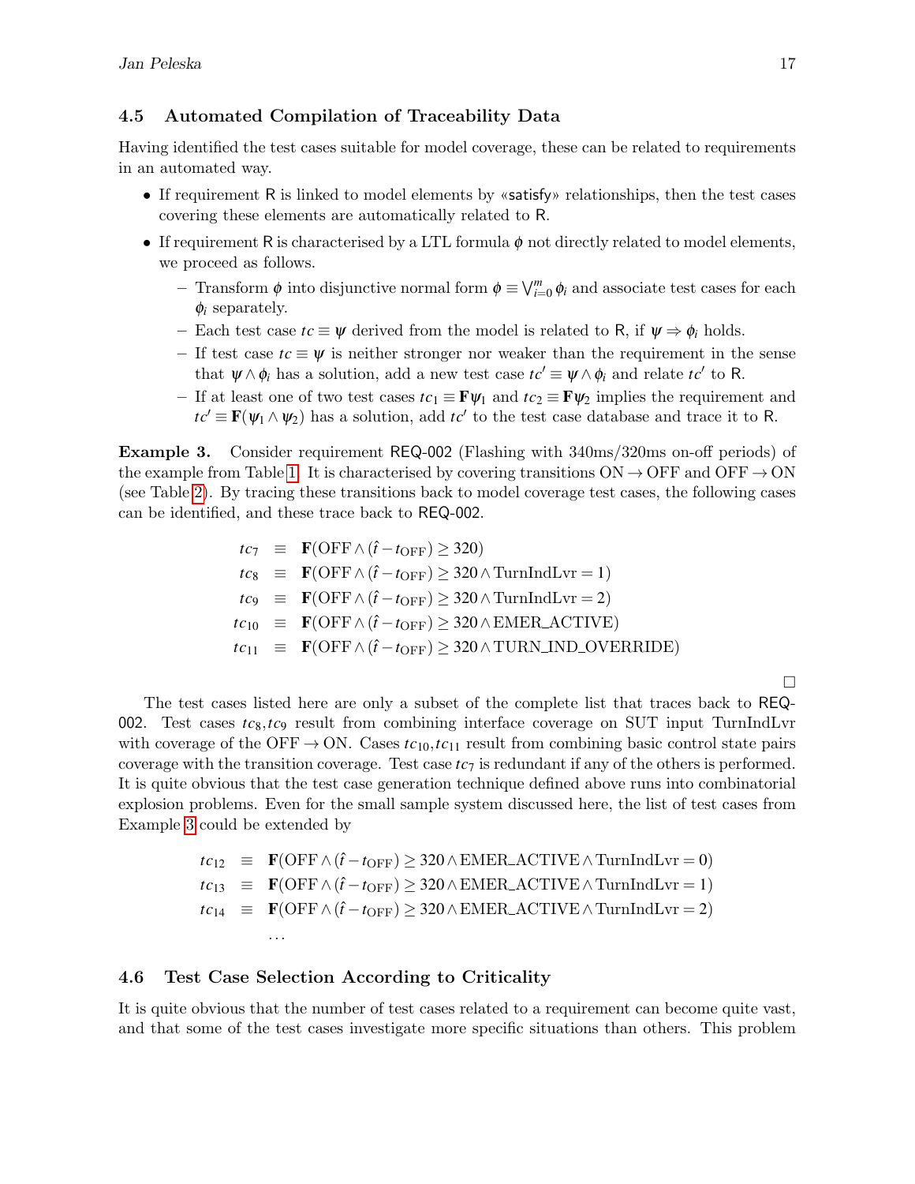### 4.5 Automated Compilation of Traceability Data

Having identified the test cases suitable for model coverage, these can be related to requirements in an automated way.

- If requirement R is linked to model elements by «satisfy» relationships, then the test cases covering these elements are automatically related to R.
- If requirement R is characterised by a LTL formula $\phi$ not directly related to model elements, we proceed as follows.
  - Transform $\phi$ into disjunctive normal form $\phi \equiv \bigvee_{i=0}^{m} \phi_i$ and associate test cases for each $\phi_i$ separately.
  - Each test case $tc \equiv \psi$ derived from the model is related to R, if $\psi \Rightarrow \phi_i$ holds.
  - If test case $tc \equiv \psi$ is neither stronger nor weaker than the requirement in the sense that $\psi \wedge \phi_i$ has a solution, add a new test case $tc' \equiv \psi \wedge \phi_i$ and relate $tc'$ to R.
  - If at least one of two test cases $tc_1 \equiv \mathbf{F}\psi_1$ and $tc_2 \equiv \mathbf{F}\psi_2$ implies the requirement and $tc' \equiv \mathbf{F}(\psi_1 \wedge \psi_2)$ has a solution, add $tc'$ to the test case database and trace it to R.

**Example 3.** Consider requirement REQ-002 (Flashing with 340ms/320ms on-off periods) of the example from Table 1. It is characterised by covering transitions ON $\rightarrow$ OFF and OFF $\rightarrow$ ON (see Table 2). By tracing these transitions back to model coverage test cases, the following cases can be identified, and these trace back to REQ-002.

$$
\begin{aligned}
tc_7 &\equiv \mathbf{F}(\text{OFF} \wedge (\hat{t} - t_{\text{OFF}}) \geq 320) \\
tc_8 &\equiv \mathbf{F}(\text{OFF} \wedge (\hat{t} - t_{\text{OFF}}) \geq 320 \wedge \text{TurnIndLvr} = 1) \\
tc_9 &\equiv \mathbf{F}(\text{OFF} \wedge (\hat{t} - t_{\text{OFF}}) \geq 320 \wedge \text{TurnIndLvr} = 2) \\
tc_{10} &\equiv \mathbf{F}(\text{OFF} \wedge (\hat{t} - t_{\text{OFF}}) \geq 320 \wedge \text{EMER\_ACTIVE}) \\
tc_{11} &\equiv \mathbf{F}(\text{OFF} \wedge (\hat{t} - t_{\text{OFF}}) \geq 320 \wedge \text{TURN\_IND\_OVERRIDE})
\end{aligned}
$$

□

The test cases listed here are only a subset of the complete list that traces back to REQ-002. Test cases $tc_8$,$tc_9$ result from combining interface coverage on SUT input TurnIndLvr with coverage of the OFF $\rightarrow$ ON. Cases $tc_{10}$,$tc_{11}$ result from combining basic control state pairs coverage with the transition coverage. Test case $tc_7$ is redundant if any of the others is performed. It is quite obvious that the test case generation technique defined above runs into combinatorial explosion problems. Even for the small sample system discussed here, the list of test cases from Example 3 could be extended by

$$
\begin{aligned}
tc_{12} &\equiv \mathbf{F}(\text{OFF} \wedge (\hat{t} - t_{\text{OFF}}) \geq 320 \wedge \text{EMER\_ACTIVE} \wedge \text{TurnIndLvr} = 0) \\
tc_{13} &\equiv \mathbf{F}(\text{OFF} \wedge (\hat{t} - t_{\text{OFF}}) \geq 320 \wedge \text{EMER\_ACTIVE} \wedge \text{TurnIndLvr} = 1) \\
tc_{14} &\equiv \mathbf{F}(\text{OFF} \wedge (\hat{t} - t_{\text{OFF}}) \geq 320 \wedge \text{EMER\_ACTIVE} \wedge \text{TurnIndLvr} = 2) \\
&\ldots
\end{aligned}
$$

### 4.6 Test Case Selection According to Criticality

It is quite obvious that the number of test cases related to a requirement can become quite vast, and that some of the test cases investigate more specific situations than others. This problem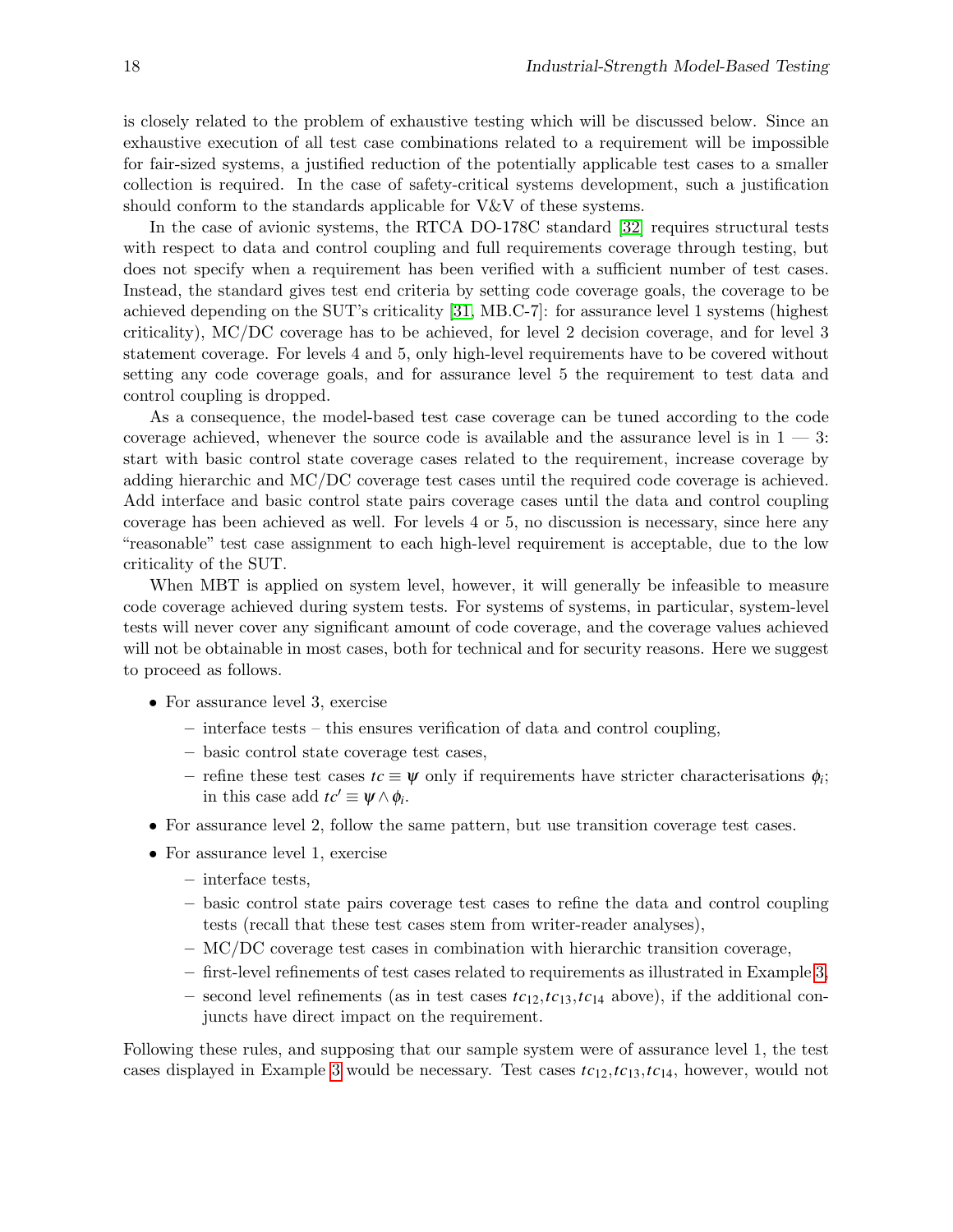is closely related to the problem of exhaustive testing which will be discussed below. Since an exhaustive execution of all test case combinations related to a requirement will be impossible for fair-sized systems, a justified reduction of the potentially applicable test cases to a smaller collection is required. In the case of safety-critical systems development, such a justification should conform to the standards applicable for V&V of these systems.

In the case of avionic systems, the RTCA DO-178C standard [32] requires structural tests with respect to data and control coupling and full requirements coverage through testing, but does not specify when a requirement has been verified with a sufficient number of test cases. Instead, the standard gives test end criteria by setting code coverage goals, the coverage to be achieved depending on the SUT's criticality [31, MB.C-7]: for assurance level 1 systems (highest criticality), MC/DC coverage has to be achieved, for level 2 decision coverage, and for level 3 statement coverage. For levels 4 and 5, only high-level requirements have to be covered without setting any code coverage goals, and for assurance level 5 the requirement to test data and control coupling is dropped.

As a consequence, the model-based test case coverage can be tuned according to the code coverage achieved, whenever the source code is available and the assurance level is in 1 — 3: start with basic control state coverage cases related to the requirement, increase coverage by adding hierarchic and MC/DC coverage test cases until the required code coverage is achieved. Add interface and basic control state pairs coverage cases until the data and control coupling coverage has been achieved as well. For levels 4 or 5, no discussion is necessary, since here any "reasonable" test case assignment to each high-level requirement is acceptable, due to the low criticality of the SUT.

When MBT is applied on system level, however, it will generally be infeasible to measure code coverage achieved during system tests. For systems of systems, in particular, system-level tests will never cover any significant amount of code coverage, and the coverage values achieved will not be obtainable in most cases, both for technical and for security reasons. Here we suggest to proceed as follows.

- For assurance level 3, exercise
  - interface tests – this ensures verification of data and control coupling,
  - basic control state coverage test cases,
  - refine these test cases $tc \equiv \psi$ only if requirements have stricter characterisations $\phi_i$; in this case add $tc' \equiv \psi \wedge \phi_i$.
- For assurance level 2, follow the same pattern, but use transition coverage test cases.
- For assurance level 1, exercise
  - interface tests,
  - basic control state pairs coverage test cases to refine the data and control coupling tests (recall that these test cases stem from writer-reader analyses),
  - MC/DC coverage test cases in combination with hierarchic transition coverage,
  - first-level refinements of test cases related to requirements as illustrated in Example 3,
  - second level refinements (as in test cases $tc_{12}, tc_{13}, tc_{14}$ above), if the additional conjuncts have direct impact on the requirement.

Following these rules, and supposing that our sample system were of assurance level 1, the test cases displayed in Example 3 would be necessary. Test cases $tc_{12}, tc_{13}, tc_{14}$, however, would not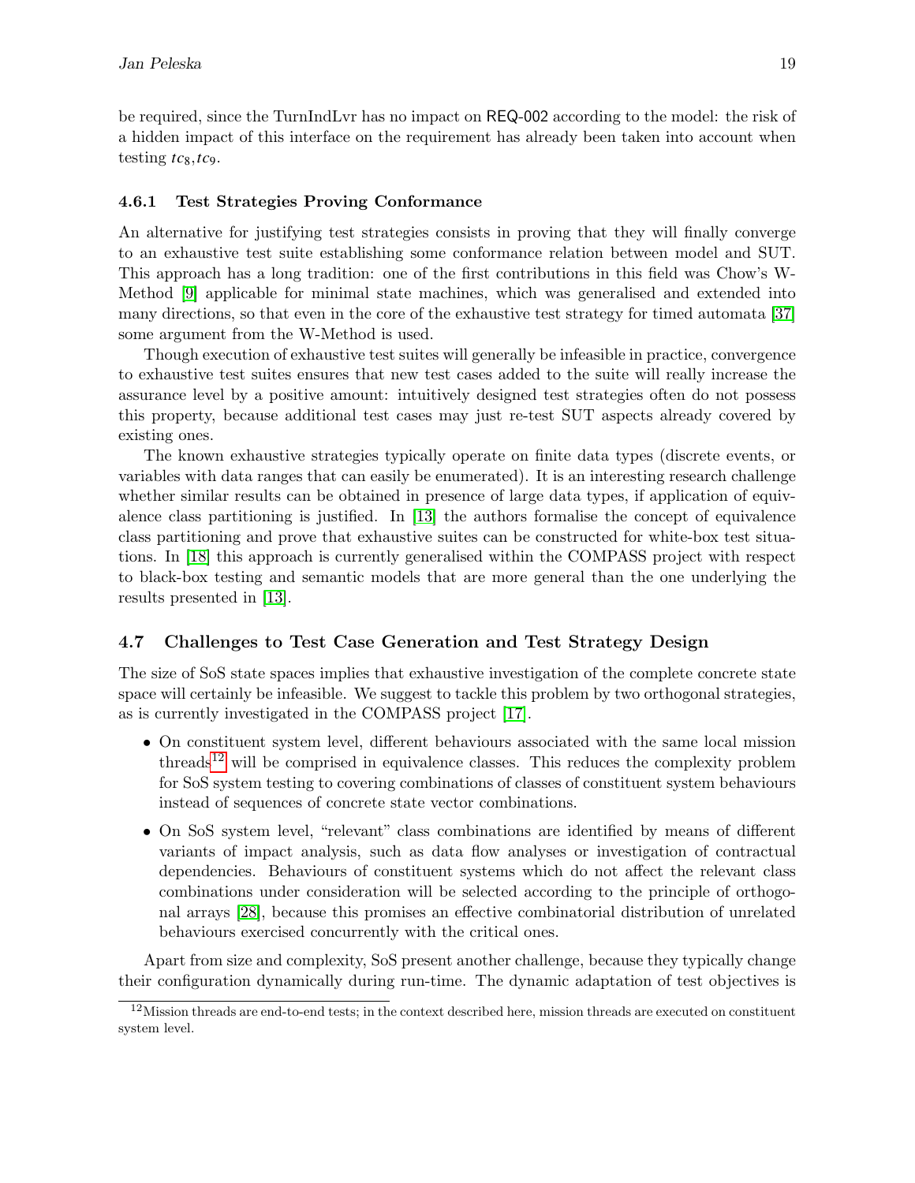be required, since the TurnIndLvr has no impact on REQ-002 according to the model: the risk of a hidden impact of this interface on the requirement has already been taken into account when testing $tc_8, tc_9$.

#### 4.6.1 Test Strategies Proving Conformance

An alternative for justifying test strategies consists in proving that they will finally converge to an exhaustive test suite establishing some conformance relation between model and SUT. This approach has a long tradition: one of the first contributions in this field was Chow's W-Method [9] applicable for minimal state machines, which was generalised and extended into many directions, so that even in the core of the exhaustive test strategy for timed automata [37] some argument from the W-Method is used.

Though execution of exhaustive test suites will generally be infeasible in practice, convergence to exhaustive test suites ensures that new test cases added to the suite will really increase the assurance level by a positive amount: intuitively designed test strategies often do not possess this property, because additional test cases may just re-test SUT aspects already covered by existing ones.

The known exhaustive strategies typically operate on finite data types (discrete events, or variables with data ranges that can easily be enumerated). It is an interesting research challenge whether similar results can be obtained in presence of large data types, if application of equivalence class partitioning is justified. In [13] the authors formalise the concept of equivalence class partitioning and prove that exhaustive suites can be constructed for white-box test situations. In [18] this approach is currently generalised within the COMPASS project with respect to black-box testing and semantic models that are more general than the one underlying the results presented in [13].

### 4.7 Challenges to Test Case Generation and Test Strategy Design

The size of SoS state spaces implies that exhaustive investigation of the complete concrete state space will certainly be infeasible. We suggest to tackle this problem by two orthogonal strategies, as is currently investigated in the COMPASS project [17].

- On constituent system level, different behaviours associated with the same local mission threads[12] will be comprised in equivalence classes. This reduces the complexity problem for SoS system testing to covering combinations of classes of constituent system behaviours instead of sequences of concrete state vector combinations.
- On SoS system level, "relevant" class combinations are identified by means of different variants of impact analysis, such as data flow analyses or investigation of contractual dependencies. Behaviours of constituent systems which do not affect the relevant class combinations under consideration will be selected according to the principle of orthogonal arrays [28], because this promises an effective combinatorial distribution of unrelated behaviours exercised concurrently with the critical ones.

Apart from size and complexity, SoS present another challenge, because they typically change their configuration dynamically during run-time. The dynamic adaptation of test objectives is

[12] Mission threads are end-to-end tests; in the context described here, mission threads are executed on constituent system level.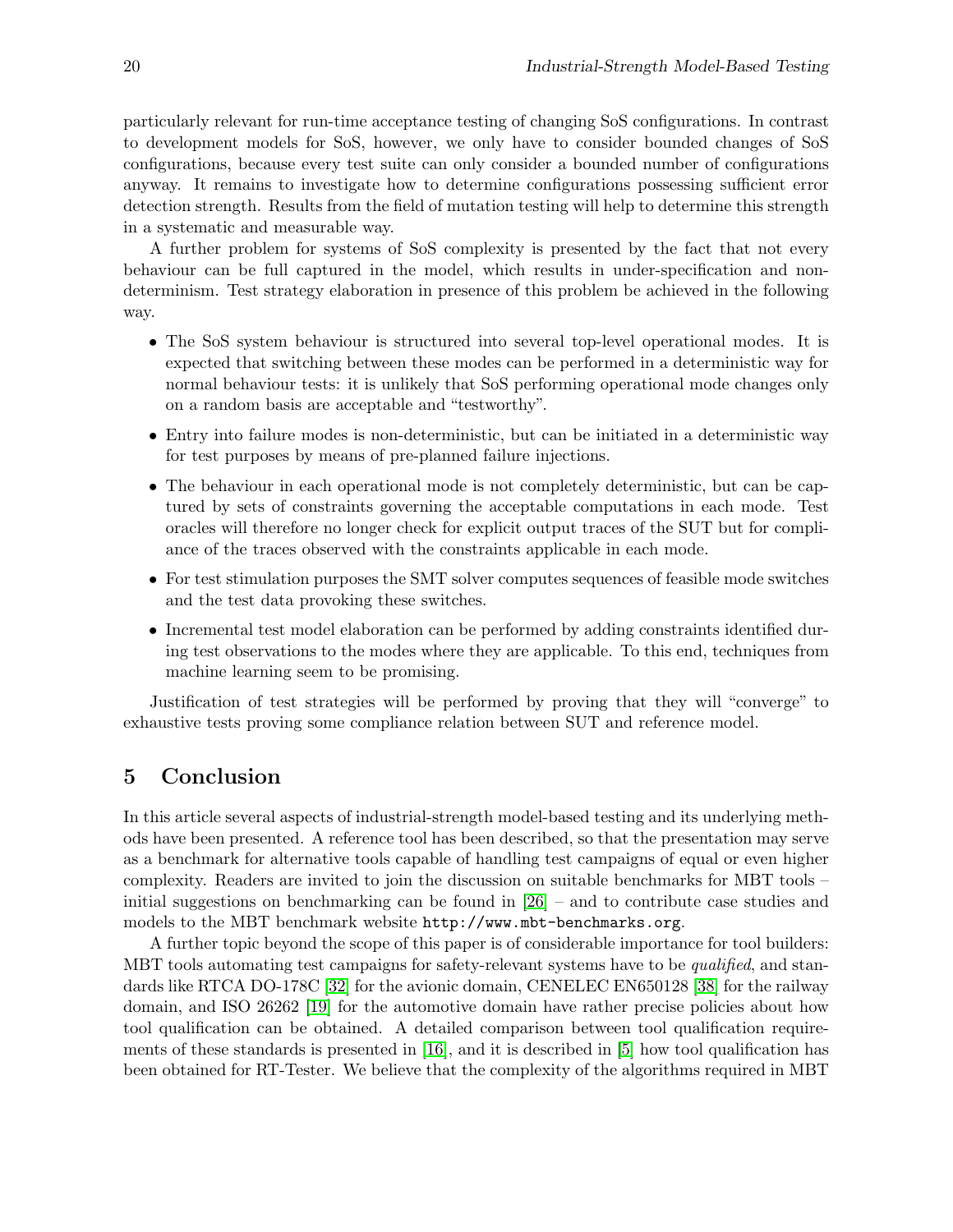particularly relevant for run-time acceptance testing of changing SoS configurations. In contrast to development models for SoS, however, we only have to consider bounded changes of SoS configurations, because every test suite can only consider a bounded number of configurations anyway. It remains to investigate how to determine configurations possessing sufficient error detection strength. Results from the field of mutation testing will help to determine this strength in a systematic and measurable way.

A further problem for systems of SoS complexity is presented by the fact that not every behaviour can be full captured in the model, which results in under-specification and non-determinism. Test strategy elaboration in presence of this problem be achieved in the following way.

- The SoS system behaviour is structured into several top-level operational modes. It is expected that switching between these modes can be performed in a deterministic way for normal behaviour tests: it is unlikely that SoS performing operational mode changes only on a random basis are acceptable and "testworthy".
- Entry into failure modes is non-deterministic, but can be initiated in a deterministic way for test purposes by means of pre-planned failure injections.
- The behaviour in each operational mode is not completely deterministic, but can be captured by sets of constraints governing the acceptable computations in each mode. Test oracles will therefore no longer check for explicit output traces of the SUT but for compliance of the traces observed with the constraints applicable in each mode.
- For test stimulation purposes the SMT solver computes sequences of feasible mode switches and the test data provoking these switches.
- Incremental test model elaboration can be performed by adding constraints identified during test observations to the modes where they are applicable. To this end, techniques from machine learning seem to be promising.

Justification of test strategies will be performed by proving that they will "converge" to exhaustive tests proving some compliance relation between SUT and reference model.

## 5 Conclusion

In this article several aspects of industrial-strength model-based testing and its underlying methods have been presented. A reference tool has been described, so that the presentation may serve as a benchmark for alternative tools capable of handling test campaigns of equal or even higher complexity. Readers are invited to join the discussion on suitable benchmarks for MBT tools – initial suggestions on benchmarking can be found in [26] – and to contribute case studies and models to the MBT benchmark website `http://www.mbt-benchmarks.org`.

A further topic beyond the scope of this paper is of considerable importance for tool builders: MBT tools automating test campaigns for safety-relevant systems have to be *qualified*, and standards like RTCA DO-178C [32] for the avionic domain, CENELEC EN650128 [38] for the railway domain, and ISO 26262 [19] for the automotive domain have rather precise policies about how tool qualification can be obtained. A detailed comparison between tool qualification requirements of these standards is presented in [16], and it is described in [5] how tool qualification has been obtained for RT-Tester. We believe that the complexity of the algorithms required in MBT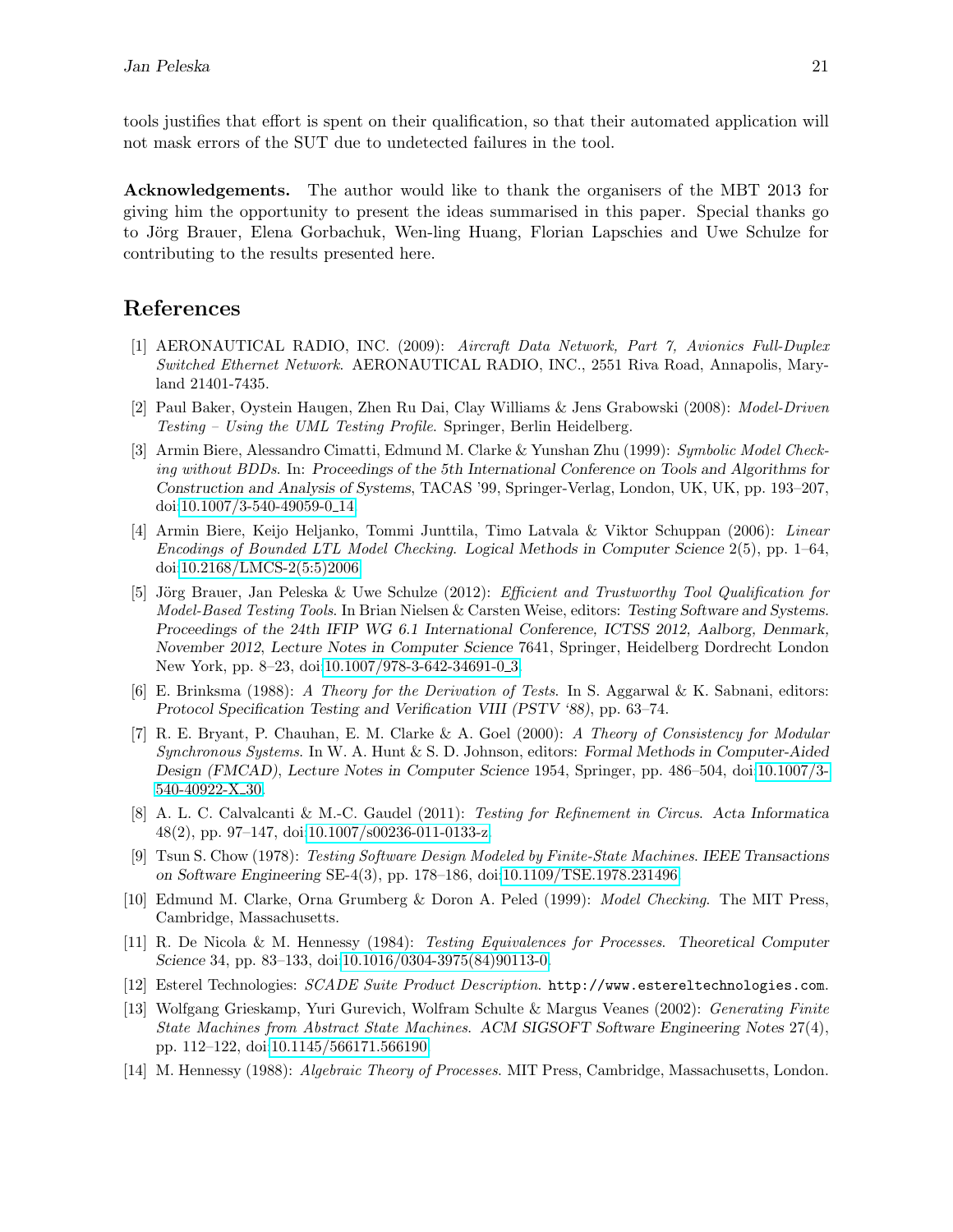tools justifies that effort is spent on their qualification, so that their automated application will not mask errors of the SUT due to undetected failures in the tool.

**Acknowledgements.** The author would like to thank the organisers of the MBT 2013 for giving him the opportunity to present the ideas summarised in this paper. Special thanks go to Jörg Brauer, Elena Gorbachuk, Wen-ling Huang, Florian Lapschies and Uwe Schulze for contributing to the results presented here.

## References

[1] AERONAUTICAL RADIO, INC. (2009): *Aircraft Data Network, Part 7, Avionics Full-Duplex Switched Ethernet Network*. AERONAUTICAL RADIO, INC., 2551 Riva Road, Annapolis, Maryland 21401-7435.

[2] Paul Baker, Oystein Haugen, Zhen Ru Dai, Clay Williams & Jens Grabowski (2008): *Model-Driven Testing – Using the UML Testing Profile*. Springer, Berlin Heidelberg.

[3] Armin Biere, Alessandro Cimatti, Edmund M. Clarke & Yunshan Zhu (1999): *Symbolic Model Checking without BDDs*. In: *Proceedings of the 5th International Conference on Tools and Algorithms for Construction and Analysis of Systems*, TACAS '99, Springer-Verlag, London, UK, UK, pp. 193–207, doi:10.1007/3-540-49059-0_14.

[4] Armin Biere, Keijo Heljanko, Tommi Junttila, Timo Latvala & Viktor Schuppan (2006): *Linear Encodings of Bounded LTL Model Checking*. *Logical Methods in Computer Science* 2(5), pp. 1–64, doi:10.2168/LMCS-2(5:5)2006.

[5] Jörg Brauer, Jan Peleska & Uwe Schulze (2012): *Efficient and Trustworthy Tool Qualification for Model-Based Testing Tools*. In Brian Nielsen & Carsten Weise, editors: *Testing Software and Systems. Proceedings of the 24th IFIP WG 6.1 International Conference, ICTSS 2012, Aalborg, Denmark, November 2012*, *Lecture Notes in Computer Science* 7641, Springer, Heidelberg Dordrecht London New York, pp. 8–23, doi:10.1007/978-3-642-34691-0_3.

[6] E. Brinksma (1988): *A Theory for the Derivation of Tests*. In S. Aggarwal & K. Sabnani, editors: *Protocol Specification Testing and Verification VIII (PSTV '88)*, pp. 63–74.

[7] R. E. Bryant, P. Chauhan, E. M. Clarke & A. Goel (2000): *A Theory of Consistency for Modular Synchronous Systems*. In W. A. Hunt & S. D. Johnson, editors: *Formal Methods in Computer-Aided Design (FMCAD)*, *Lecture Notes in Computer Science* 1954, Springer, pp. 486–504, doi:10.1007/3-540-40922-X_30.

[8] A. L. C. Calvalcanti & M.-C. Gaudel (2011): *Testing for Refinement in Circus*. *Acta Informatica* 48(2), pp. 97–147, doi:10.1007/s00236-011-0133-z.

[9] Tsun S. Chow (1978): *Testing Software Design Modeled by Finite-State Machines*. *IEEE Transactions on Software Engineering* SE-4(3), pp. 178–186, doi:10.1109/TSE.1978.231496.

[10] Edmund M. Clarke, Orna Grumberg & Doron A. Peled (1999): *Model Checking*. The MIT Press, Cambridge, Massachusetts.

[11] R. De Nicola & M. Hennessy (1984): *Testing Equivalences for Processes*. *Theoretical Computer Science* 34, pp. 83–133, doi:10.1016/0304-3975(84)90113-0.

[12] Esterel Technologies: *SCADE Suite Product Description*. http://www.esterel-technologies.com.

[13] Wolfgang Grieskamp, Yuri Gurevich, Wolfram Schulte & Margus Veanes (2002): *Generating Finite State Machines from Abstract State Machines*. *ACM SIGSOFT Software Engineering Notes* 27(4), pp. 112–122, doi:10.1145/566171.566190.

[14] M. Hennessy (1988): *Algebraic Theory of Processes*. MIT Press, Cambridge, Massachusetts, London.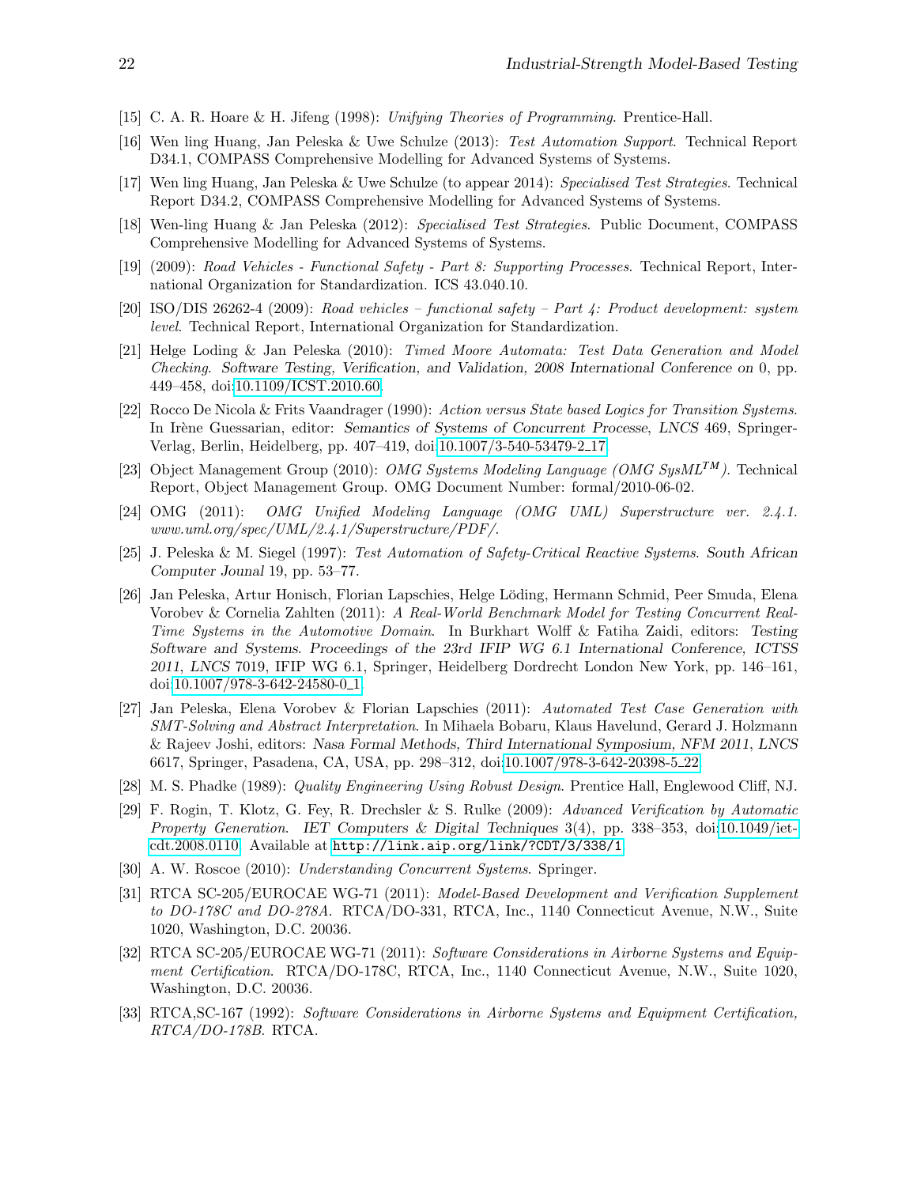[15] C. A. R. Hoare & H. Jifeng (1998): *Unifying Theories of Programming*. Prentice-Hall.

[16] Wen ling Huang, Jan Peleska & Uwe Schulze (2013): *Test Automation Support*. Technical Report D34.1, COMPASS Comprehensive Modelling for Advanced Systems of Systems.

[17] Wen ling Huang, Jan Peleska & Uwe Schulze (to appear 2014): *Specialised Test Strategies*. Technical Report D34.2, COMPASS Comprehensive Modelling for Advanced Systems of Systems.

[18] Wen-ling Huang & Jan Peleska (2012): *Specialised Test Strategies*. Public Document, COMPASS Comprehensive Modelling for Advanced Systems of Systems.

[19] (2009): *Road Vehicles - Functional Safety - Part 8: Supporting Processes*. Technical Report, International Organization for Standardization. ICS 43.040.10.

[20] ISO/DIS 26262-4 (2009): *Road vehicles – functional safety – Part 4: Product development: system level*. Technical Report, International Organization for Standardization.

[21] Helge Loding & Jan Peleska (2010): *Timed Moore Automata: Test Data Generation and Model Checking*. *Software Testing, Verification, and Validation, 2008 International Conference on* 0, pp. 449–458, doi:10.1109/ICST.2010.60.

[22] Rocco De Nicola & Frits Vaandrager (1990): *Action versus State based Logics for Transition Systems*. In Irène Guessarian, editor: *Semantics of Systems of Concurrent Processe*, *LNCS* 469, Springer-Verlag, Berlin, Heidelberg, pp. 407–419, doi:10.1007/3-540-53479-2_17.

[23] Object Management Group (2010): *OMG Systems Modeling Language (OMG SysML$^{TM}$)*. Technical Report, Object Management Group. OMG Document Number: formal/2010-06-02.

[24] OMG (2011): *OMG Unified Modeling Language (OMG UML) Superstructure ver. 2.4.1. www.uml.org/spec/UML/2.4.1/Superstructure/PDF/*.

[25] J. Peleska & M. Siegel (1997): *Test Automation of Safety-Critical Reactive Systems*. *South African Computer Jounal* 19, pp. 53–77.

[26] Jan Peleska, Artur Honisch, Florian Lapschies, Helge Löding, Hermann Schmid, Peer Smuda, Elena Vorobev & Cornelia Zahlten (2011): *A Real-World Benchmark Model for Testing Concurrent Real-Time Systems in the Automotive Domain*. In Burkhart Wolff & Fatiha Zaidi, editors: *Testing Software and Systems. Proceedings of the 23rd IFIP WG 6.1 International Conference, ICTSS 2011*, *LNCS* 7019, IFIP WG 6.1, Springer, Heidelberg Dordrecht London New York, pp. 146–161, doi:10.1007/978-3-642-24580-0_1.

[27] Jan Peleska, Elena Vorobev & Florian Lapschies (2011): *Automated Test Case Generation with SMT-Solving and Abstract Interpretation*. In Mihaela Bobaru, Klaus Havelund, Gerard J. Holzmann & Rajeev Joshi, editors: *Nasa Formal Methods, Third International Symposium, NFM 2011*, *LNCS* 6617, Springer, Pasadena, CA, USA, pp. 298–312, doi:10.1007/978-3-642-20398-5_22.

[28] M. S. Phadke (1989): *Quality Engineering Using Robust Design*. Prentice Hall, Englewood Cliff, NJ.

[29] F. Rogin, T. Klotz, G. Fey, R. Drechsler & S. Rulke (2009): *Advanced Verification by Automatic Property Generation*. *IET Computers & Digital Techniques* 3(4), pp. 338–353, doi:10.1049/iet-cdt.2008.0110. Available at `http://link.aip.org/link/?CDT/3/338/1`.

[30] A. W. Roscoe (2010): *Understanding Concurrent Systems*. Springer.

[31] RTCA SC-205/EUROCAE WG-71 (2011): *Model-Based Development and Verification Supplement to DO-178C and DO-278A*. RTCA/DO-331, RTCA, Inc., 1140 Connecticut Avenue, N.W., Suite 1020, Washington, D.C. 20036.

[32] RTCA SC-205/EUROCAE WG-71 (2011): *Software Considerations in Airborne Systems and Equipment Certification*. RTCA/DO-178C, RTCA, Inc., 1140 Connecticut Avenue, N.W., Suite 1020, Washington, D.C. 20036.

[33] RTCA,SC-167 (1992): *Software Considerations in Airborne Systems and Equipment Certification, RTCA/DO-178B*. RTCA.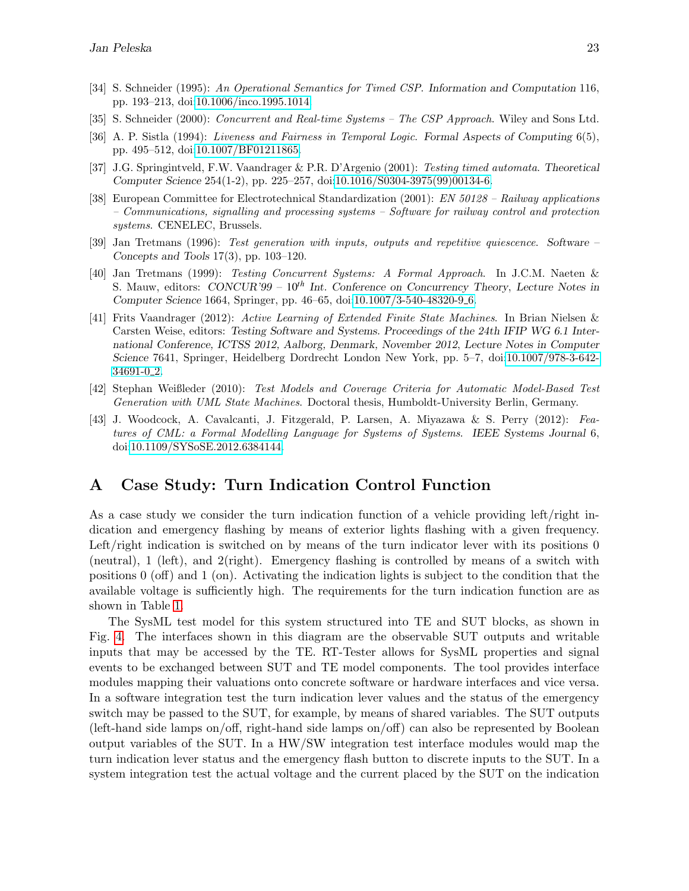[34] S. Schneider (1995): *An Operational Semantics for Timed CSP*. *Information and Computation* 116, pp. 193–213, doi:10.1006/inco.1995.1014.

[35] S. Schneider (2000): *Concurrent and Real-time Systems – The CSP Approach*. Wiley and Sons Ltd.

[36] A. P. Sistla (1994): *Liveness and Fairness in Temporal Logic*. *Formal Aspects of Computing* 6(5), pp. 495–512, doi:10.1007/BF01211865.

[37] J.G. Springintveld, F.W. Vaandrager & P.R. D'Argenio (2001): *Testing timed automata*. *Theoretical Computer Science* 254(1-2), pp. 225–257, doi:10.1016/S0304-3975(99)00134-6.

[38] European Committee for Electrotechnical Standardization (2001): *EN 50128 – Railway applications – Communications, signalling and processing systems – Software for railway control and protection systems*. CENELEC, Brussels.

[39] Jan Tretmans (1996): *Test generation with inputs, outputs and repetitive quiescence*. *Software – Concepts and Tools* 17(3), pp. 103–120.

[40] Jan Tretmans (1999): *Testing Concurrent Systems: A Formal Approach*. In J.C.M. Naeten & S. Mauw, editors: *CONCUR'99 – $10^{th}$ Int. Conference on Concurrency Theory*, *Lecture Notes in Computer Science* 1664, Springer, pp. 46–65, doi:10.1007/3-540-48320-9_6.

[41] Frits Vaandrager (2012): *Active Learning of Extended Finite State Machines*. In Brian Nielsen & Carsten Weise, editors: *Testing Software and Systems. Proceedings of the 24th IFIP WG 6.1 International Conference, ICTSS 2012, Aalborg, Denmark, November 2012*, *Lecture Notes in Computer Science* 7641, Springer, Heidelberg Dordrecht London New York, pp. 5–7, doi:10.1007/978-3-642-34691-0_2.

[42] Stephan Weißleder (2010): *Test Models and Coverage Criteria for Automatic Model-Based Test Generation with UML State Machines*. Doctoral thesis, Humboldt-University Berlin, Germany.

[43] J. Woodcock, A. Cavalcanti, J. Fitzgerald, P. Larsen, A. Miyazawa & S. Perry (2012): *Features of CML: a Formal Modelling Language for Systems of Systems*. *IEEE Systems Journal* 6, doi:10.1109/SYSoSE.2012.6384144.

# A Case Study: Turn Indication Control Function

As a case study we consider the turn indication function of a vehicle providing left/right indication and emergency flashing by means of exterior lights flashing with a given frequency. Left/right indication is switched on by means of the turn indicator lever with its positions 0 (neutral), 1 (left), and 2(right). Emergency flashing is controlled by means of a switch with positions 0 (off) and 1 (on). Activating the indication lights is subject to the condition that the available voltage is sufficiently high. The requirements for the turn indication function are as shown in Table 1.

The SysML test model for this system structured into TE and SUT blocks, as shown in Fig. 4. The interfaces shown in this diagram are the observable SUT outputs and writable inputs that may be accessed by the TE. RT-Tester allows for SysML properties and signal events to be exchanged between SUT and TE model components. The tool provides interface modules mapping their valuations onto concrete software or hardware interfaces and vice versa. In a software integration test the turn indication lever values and the status of the emergency switch may be passed to the SUT, for example, by means of shared variables. The SUT outputs (left-hand side lamps on/off, right-hand side lamps on/off) can also be represented by Boolean output variables of the SUT. In a HW/SW integration test interface modules would map the turn indication lever status and the emergency flash button to discrete inputs to the SUT. In a system integration test the actual voltage and the current placed by the SUT on the indication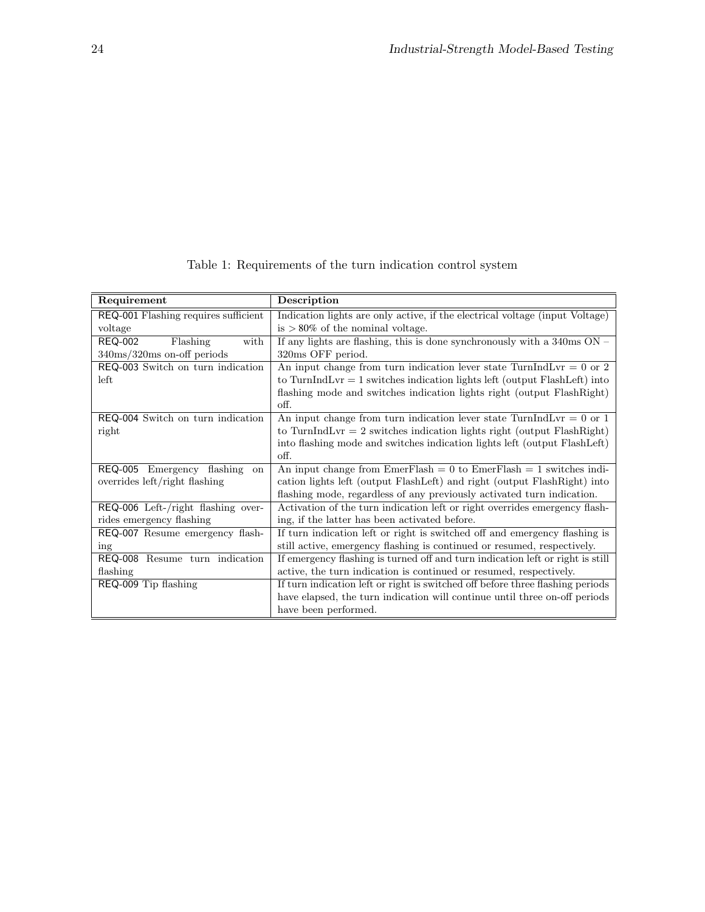Table 1: Requirements of the turn indication control system

| Requirement | Description |
|---|---|
| REQ-001 Flashing requires sufficient voltage | Indication lights are only active, if the electrical voltage (input Voltage) is $> 80\%$ of the nominal voltage. |
| REQ-002 Flashing with 340ms/320ms on-off periods | If any lights are flashing, this is done synchronously with a 340ms ON – 320ms OFF period. |
| REQ-003 Switch on turn indication left | An input change from turn indication lever state TurnIndLvr = 0 or 2 to TurnIndLvr = 1 switches indication lights left (output FlashLeft) into flashing mode and switches indication lights right (output FlashRight) off. |
| REQ-004 Switch on turn indication right | An input change from turn indication lever state TurnIndLvr = 0 or 1 to TurnIndLvr = 2 switches indication lights right (output FlashRight) into flashing mode and switches indication lights left (output FlashLeft) off. |
| REQ-005 Emergency flashing on overrides left/right flashing | An input change from EmerFlash = 0 to EmerFlash = 1 switches indication lights left (output FlashLeft) and right (output FlashRight) into flashing mode, regardless of any previously activated turn indication. |
| REQ-006 Left-/right flashing overrides emergency flashing | Activation of the turn indication left or right overrides emergency flashing, if the latter has been activated before. |
| REQ-007 Resume emergency flashing | If turn indication left or right is switched off and emergency flashing is still active, emergency flashing is continued or resumed, respectively. |
| REQ-008 Resume turn indication flashing | If emergency flashing is turned off and turn indication left or right is still active, the turn indication is continued or resumed, respectively. |
| REQ-009 Tip flashing | If turn indication left or right is switched off before three flashing periods have elapsed, the turn indication will continue until three on-off periods have been performed. |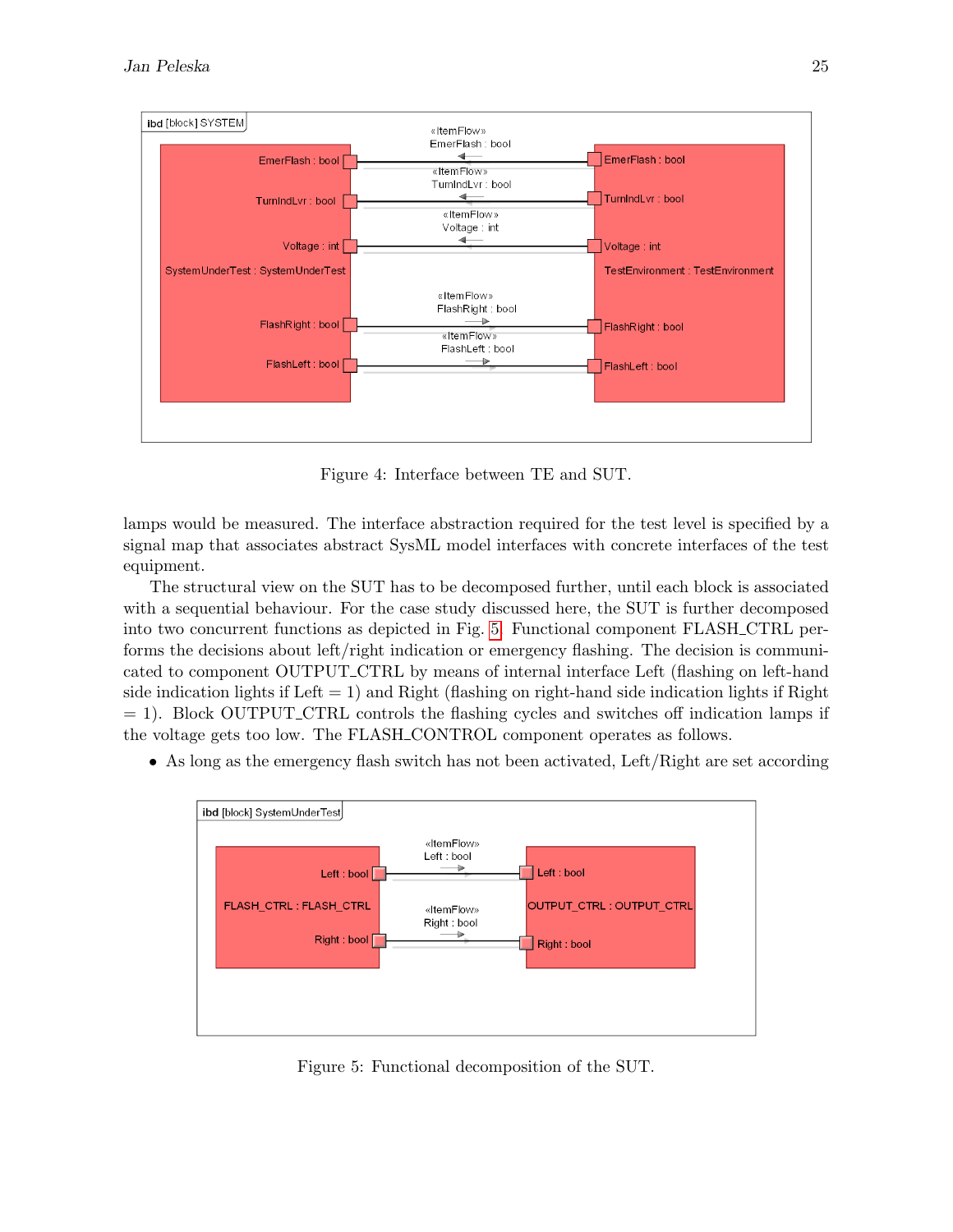Figure 4: Interface between TE and SUT.

lamps would be measured. The interface abstraction required for the test level is specified by a signal map that associates abstract SysML model interfaces with concrete interfaces of the test equipment.

The structural view on the SUT has to be decomposed further, until each block is associated with a sequential behaviour. For the case study discussed here, the SUT is further decomposed into two concurrent functions as depicted in Fig. 5. Functional component FLASH_CTRL performs the decisions about left/right indication or emergency flashing. The decision is communicated to component OUTPUT_CTRL by means of internal interface Left (flashing on left-hand side indication lights if Left = 1) and Right (flashing on right-hand side indication lights if Right = 1). Block OUTPUT_CTRL controls the flashing cycles and switches off indication lamps if the voltage gets too low. The FLASH_CONTROL component operates as follows.

- As long as the emergency flash switch has not been activated, Left/Right are set according

Figure 5: Functional decomposition of the SUT.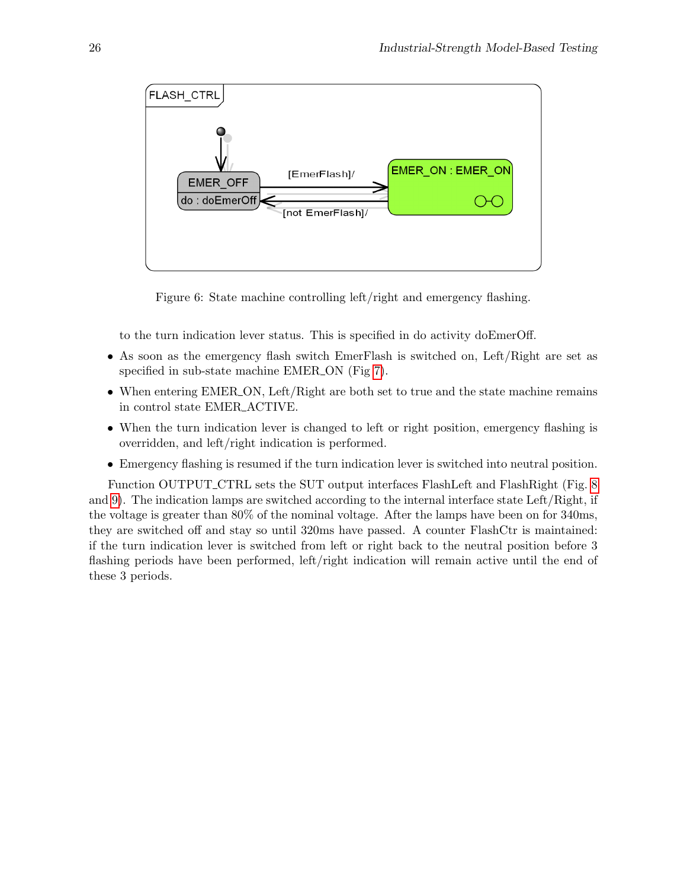Figure 6: State machine controlling left/right and emergency flashing.

to the turn indication lever status. This is specified in do activity doEmerOff.

- As soon as the emergency flash switch EmerFlash is switched on, Left/Right are set as specified in sub-state machine EMER_ON (Fig 7).
- When entering EMER_ON, Left/Right are both set to true and the state machine remains in control state EMER_ACTIVE.
- When the turn indication lever is changed to left or right position, emergency flashing is overridden, and left/right indication is performed.
- Emergency flashing is resumed if the turn indication lever is switched into neutral position.

Function OUTPUT_CTRL sets the SUT output interfaces FlashLeft and FlashRight (Fig. 8 and 9). The indication lamps are switched according to the internal interface state Left/Right, if the voltage is greater than 80% of the nominal voltage. After the lamps have been on for 340ms, they are switched off and stay so until 320ms have passed. A counter FlashCtr is maintained: if the turn indication lever is switched from left or right back to the neutral position before 3 flashing periods have been performed, left/right indication will remain active until the end of these 3 periods.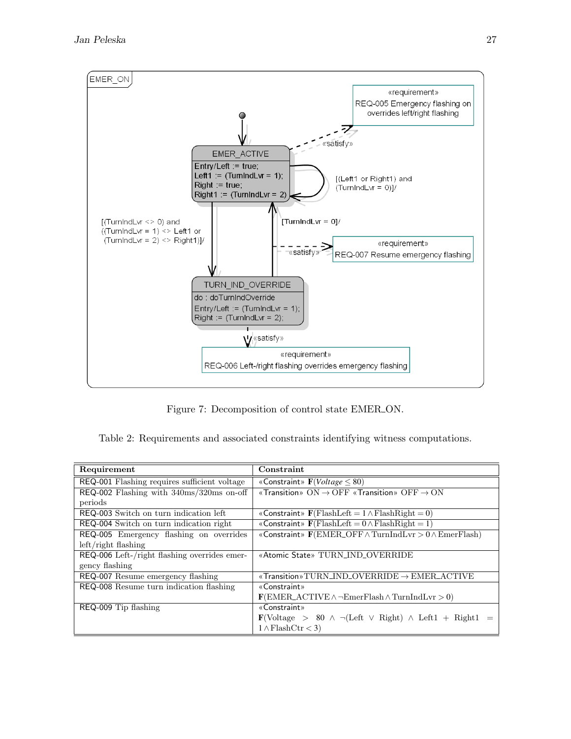Figure 7: Decomposition of control state EMER_ON.

Table 2: Requirements and associated constraints identifying witness computations.

| Requirement | Constraint |
|---|---|
| REQ-001 Flashing requires sufficient voltage | «Constraint» $\mathbf{F}(\mathit{Voltage} \leq 80)$ |
| REQ-002 Flashing with 340ms/320ms on-off periods | «Transition» ON $\rightarrow$ OFF «Transition» OFF $\rightarrow$ ON |
| REQ-003 Switch on turn indication left | «Constraint» $\mathbf{F}(\mathrm{FlashLeft} = 1 \wedge \mathrm{FlashRight} = 0)$ |
| REQ-004 Switch on turn indication right | «Constraint» $\mathbf{F}(\mathrm{FlashLeft} = 0 \wedge \mathrm{FlashRight} = 1)$ |
| REQ-005 Emergency flashing on overrides left/right flashing | «Constraint» $\mathbf{F}(\mathrm{EMER\_OFF} \wedge \mathrm{TurnIndLvr} > 0 \wedge \mathrm{EmerFlash})$ |
| REQ-006 Left-/right flashing overrides emergency flashing | «Atomic State» TURN_IND_OVERRIDE |
| REQ-007 Resume emergency flashing | «Transition» TURN_IND_OVERRIDE $\rightarrow$ EMER_ACTIVE |
| REQ-008 Resume turn indication flashing | «Constraint» $\mathbf{F}(\mathrm{EMER\_ACTIVE} \wedge \neg\mathrm{EmerFlash} \wedge \mathrm{TurnIndLvr} > 0)$ |
| REQ-009 Tip flashing | «Constraint» $\mathbf{F}(\mathrm{Voltage} > 80 \wedge \neg(\mathrm{Left} \vee \mathrm{Right}) \wedge \mathrm{Left1} + \mathrm{Right1} = 1 \wedge \mathrm{FlashCtr} < 3)$ |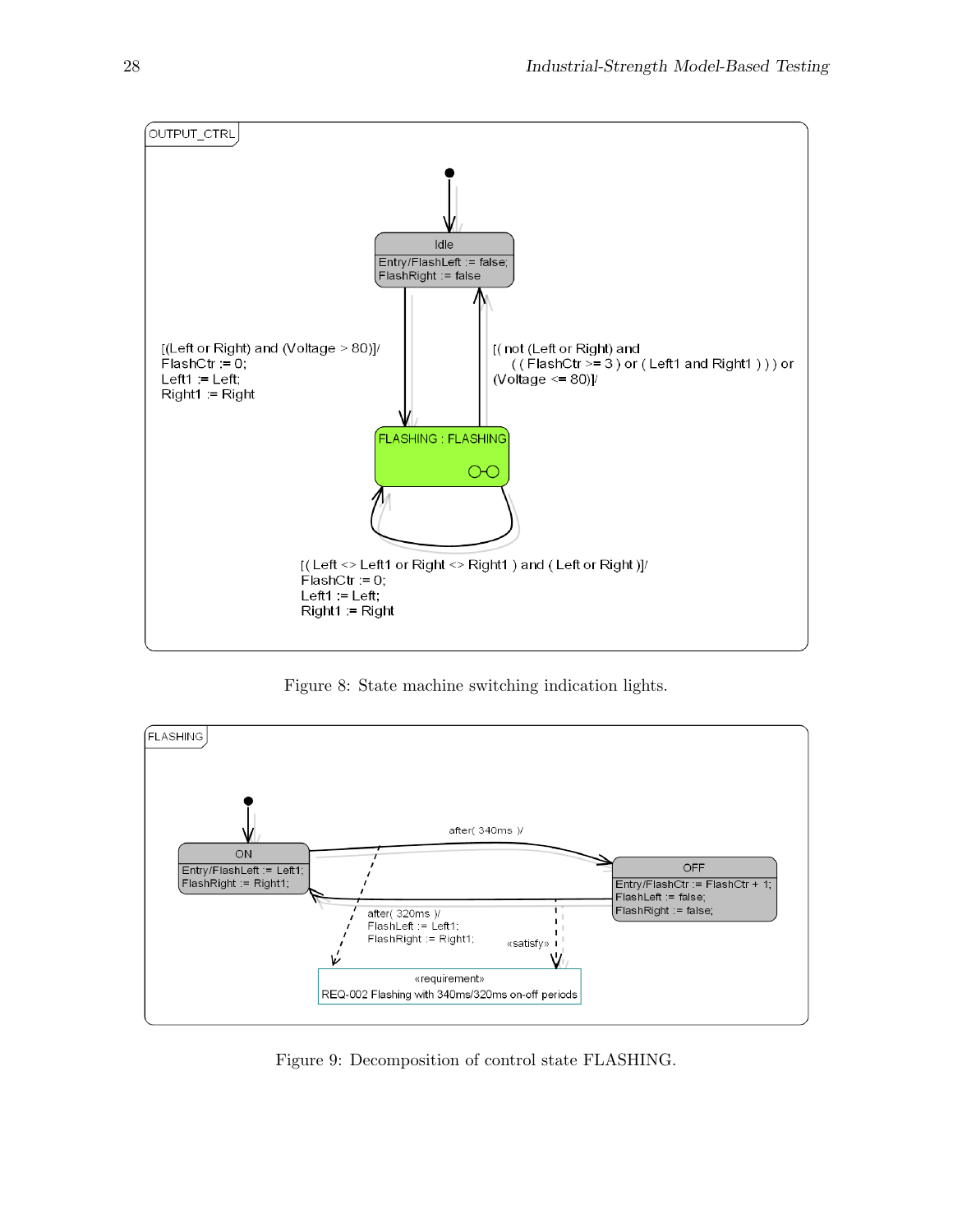OUTPUT_CTRL

Idle

Entry/FlashLeft := false;
FlashRight := false

[(Left or Right) and (Voltage > 80)]/
FlashCtr := 0;
Left1 := Left;
Right1 := Right

[( not (Left or Right) and
( ( FlashCtr >= 3 ) or ( Left1 and Right1 ) ) ) or
(Voltage <= 80)]/

FLASHING : FLASHING

[( Left <> Left1 or Right <> Right1 ) and ( Left or Right )]/
FlashCtr := 0;
Left1 := Left;
Right1 := Right

Figure 8: State machine switching indication lights.

FLASHING

ON

Entry/FlashLeft := Left1;
FlashRight := Right1;

after( 340ms )/

OFF

Entry/FlashCtr := FlashCtr + 1;
FlashLeft := false;
FlashRight := false;

after( 320ms )/
FlashLeft := Left1;
FlashRight := Right1;

«satisfy»

«requirement»
REQ-002 Flashing with 340ms/320ms on-off periods

Figure 9: Decomposition of control state FLASHING.